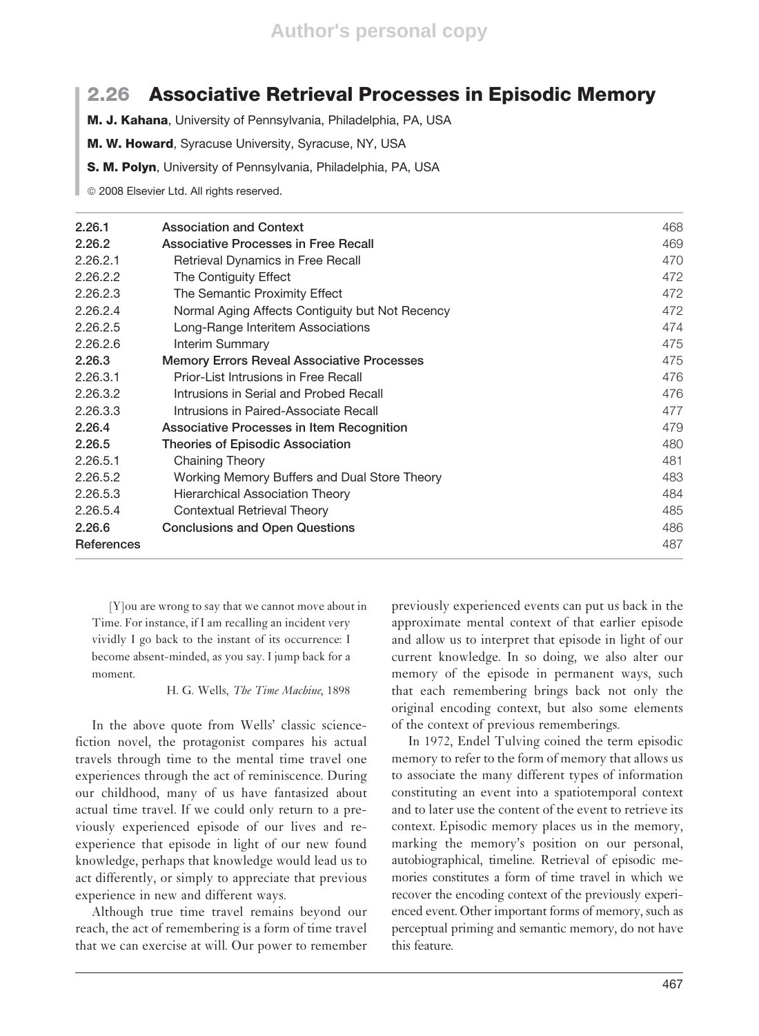# 2.26 Associative Retrieval Processes in Episodic Memory

**M. J. Kahana**, University of Pennsylvania, Philadelphia, PA, USA

**M. W. Howard**, Syracuse University, Syracuse, NY, USA

**S. M. Polyn**, University of Pennsylvania, Philadelphia, PA, USA

© 2008 Elsevier Ltd. All rights reserved.

| | | |
|---|---|---|
| **2.26.1** | **Association and Context** | 468 |
| **2.26.2** | **Associative Processes in Free Recall** | 469 |
| 2.26.2.1 | Retrieval Dynamics in Free Recall | 470 |
| 2.26.2.2 | The Contiguity Effect | 472 |
| 2.26.2.3 | The Semantic Proximity Effect | 472 |
| 2.26.2.4 | Normal Aging Affects Contiguity but Not Recency | 472 |
| 2.26.2.5 | Long-Range Interitem Associations | 474 |
| 2.26.2.6 | Interim Summary | 475 |
| **2.26.3** | **Memory Errors Reveal Associative Processes** | 475 |
| 2.26.3.1 | Prior-List Intrusions in Free Recall | 476 |
| 2.26.3.2 | Intrusions in Serial and Probed Recall | 476 |
| 2.26.3.3 | Intrusions in Paired-Associate Recall | 477 |
| **2.26.4** | **Associative Processes in Item Recognition** | 479 |
| **2.26.5** | **Theories of Episodic Association** | 480 |
| 2.26.5.1 | Chaining Theory | 481 |
| 2.26.5.2 | Working Memory Buffers and Dual Store Theory | 483 |
| 2.26.5.3 | Hierarchical Association Theory | 484 |
| 2.26.5.4 | Contextual Retrieval Theory | 485 |
| **2.26.6** | **Conclusions and Open Questions** | 486 |
| **References** | | 487 |

> [Y]ou are wrong to say that we cannot move about in Time. For instance, if I am recalling an incident very vividly I go back to the instant of its occurrence: I become absent-minded, as you say. I jump back for a moment.
>
> H. G. Wells, *The Time Machine*, 1898

In the above quote from Wells' classic science-fiction novel, the protagonist compares his actual travels through time to the mental time travel one experiences through the act of reminiscence. During our childhood, many of us have fantasized about actual time travel. If we could only return to a previously experienced episode of our lives and re-experience that episode in light of our new found knowledge, perhaps that knowledge would lead us to act differently, or simply to appreciate that previous experience in new and different ways.

Although true time travel remains beyond our reach, the act of remembering is a form of time travel that we can exercise at will. Our power to remember previously experienced events can put us back in the approximate mental context of that earlier episode and allow us to interpret that episode in light of our current knowledge. In so doing, we also alter our memory of the episode in permanent ways, such that each remembering brings back not only the original encoding context, but also some elements of the context of previous rememberings.

In 1972, Endel Tulving coined the term episodic memory to refer to the form of memory that allows us to associate the many different types of information constituting an event into a spatiotemporal context and to later use the content of the event to retrieve its context. Episodic memory places us in the memory, marking the memory's position on our personal, autobiographical, timeline. Retrieval of episodic memories constitutes a form of time travel in which we recover the encoding context of the previously experienced event. Other important forms of memory, such as perceptual priming and semantic memory, do not have this feature.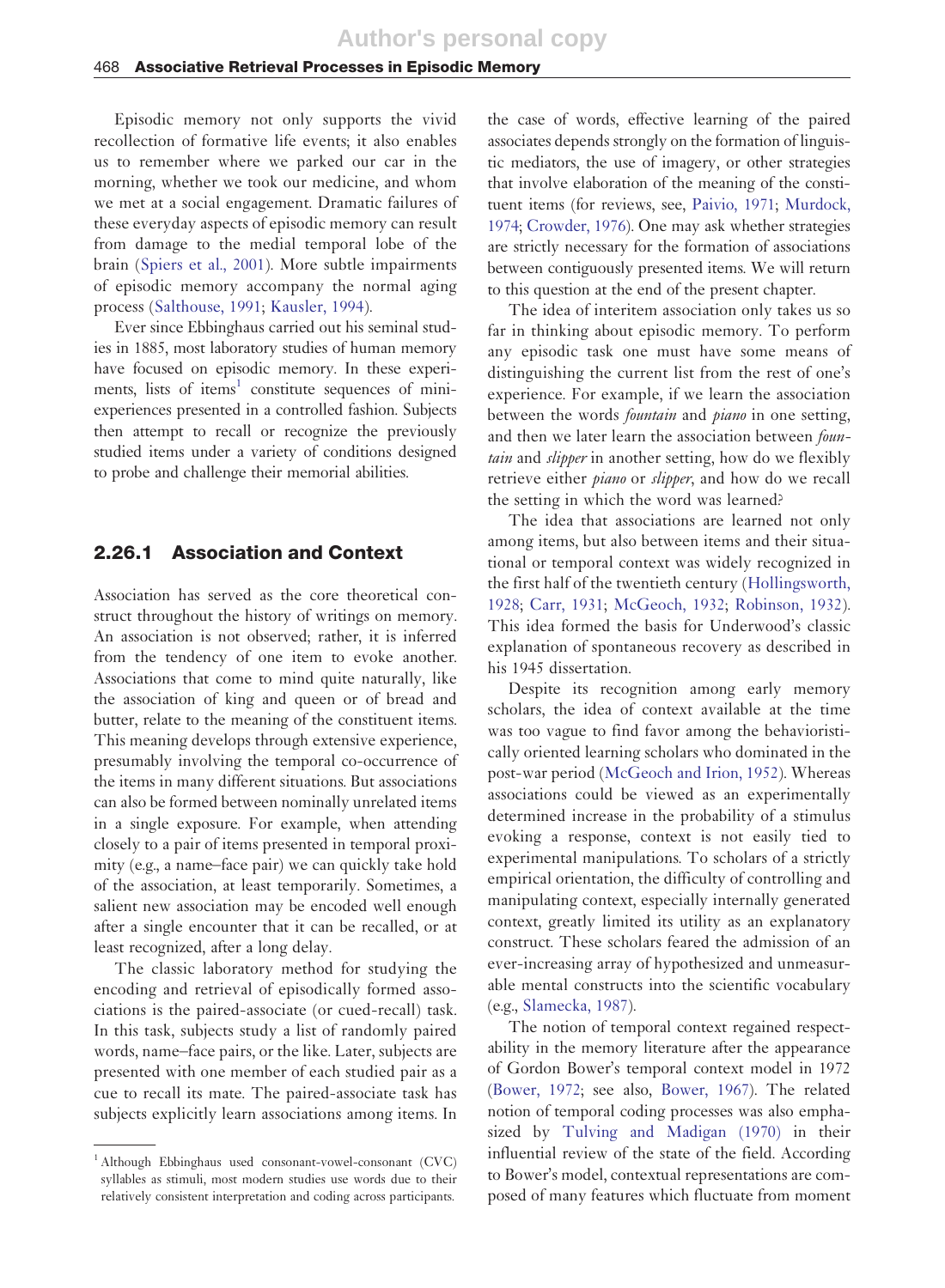Episodic memory not only supports the vivid recollection of formative life events; it also enables us to remember where we parked our car in the morning, whether we took our medicine, and whom we met at a social engagement. Dramatic failures of these everyday aspects of episodic memory can result from damage to the medial temporal lobe of the brain (Spiers et al., 2001). More subtle impairments of episodic memory accompany the normal aging process (Salthouse, 1991; Kausler, 1994).

Ever since Ebbinghaus carried out his seminal studies in 1885, most laboratory studies of human memory have focused on episodic memory. In these experiments, lists of items[1] constitute sequences of mini-experiences presented in a controlled fashion. Subjects then attempt to recall or recognize the previously studied items under a variety of conditions designed to probe and challenge their memorial abilities.

## 2.26.1 Association and Context

Association has served as the core theoretical construct throughout the history of writings on memory. An association is not observed; rather, it is inferred from the tendency of one item to evoke another. Associations that come to mind quite naturally, like the association of king and queen or of bread and butter, relate to the meaning of the constituent items. This meaning develops through extensive experience, presumably involving the temporal co-occurrence of the items in many different situations. But associations can also be formed between nominally unrelated items in a single exposure. For example, when attending closely to a pair of items presented in temporal proximity (e.g., a name–face pair) we can quickly take hold of the association, at least temporarily. Sometimes, a salient new association may be encoded well enough after a single encounter that it can be recalled, or at least recognized, after a long delay.

The classic laboratory method for studying the encoding and retrieval of episodically formed associations is the paired-associate (or cued-recall) task. In this task, subjects study a list of randomly paired words, name–face pairs, or the like. Later, subjects are presented with one member of each studied pair as a cue to recall its mate. The paired-associate task has subjects explicitly learn associations among items. In the case of words, effective learning of the paired associates depends strongly on the formation of linguistic mediators, the use of imagery, or other strategies that involve elaboration of the meaning of the constituent items (for reviews, see, Paivio, 1971; Murdock, 1974; Crowder, 1976). One may ask whether strategies are strictly necessary for the formation of associations between contiguously presented items. We will return to this question at the end of the present chapter.

The idea of interitem association only takes us so far in thinking about episodic memory. To perform any episodic task one must have some means of distinguishing the current list from the rest of one's experience. For example, if we learn the association between the words *fountain* and *piano* in one setting, and then we later learn the association between *fountain* and *slipper* in another setting, how do we flexibly retrieve either *piano* or *slipper*, and how do we recall the setting in which the word was learned?

The idea that associations are learned not only among items, but also between items and their situational or temporal context was widely recognized in the first half of the twentieth century (Hollingsworth, 1928; Carr, 1931; McGeoch, 1932; Robinson, 1932). This idea formed the basis for Underwood's classic explanation of spontaneous recovery as described in his 1945 dissertation.

Despite its recognition among early memory scholars, the idea of context available at the time was too vague to find favor among the behavioristically oriented learning scholars who dominated in the post-war period (McGeoch and Irion, 1952). Whereas associations could be viewed as an experimentally determined increase in the probability of a stimulus evoking a response, context is not easily tied to experimental manipulations. To scholars of a strictly empirical orientation, the difficulty of controlling and manipulating context, especially internally generated context, greatly limited its utility as an explanatory construct. These scholars feared the admission of an ever-increasing array of hypothesized and unmeasurable mental constructs into the scientific vocabulary (e.g., Slamecka, 1987).

The notion of temporal context regained respectability in the memory literature after the appearance of Gordon Bower's temporal context model in 1972 (Bower, 1972; see also, Bower, 1967). The related notion of temporal coding processes was also emphasized by Tulving and Madigan (1970) in their influential review of the state of the field. According to Bower's model, contextual representations are composed of many features which fluctuate from moment

[1] Although Ebbinghaus used consonant-vowel-consonant (CVC) syllables as stimuli, most modern studies use words due to their relatively consistent interpretation and coding across participants.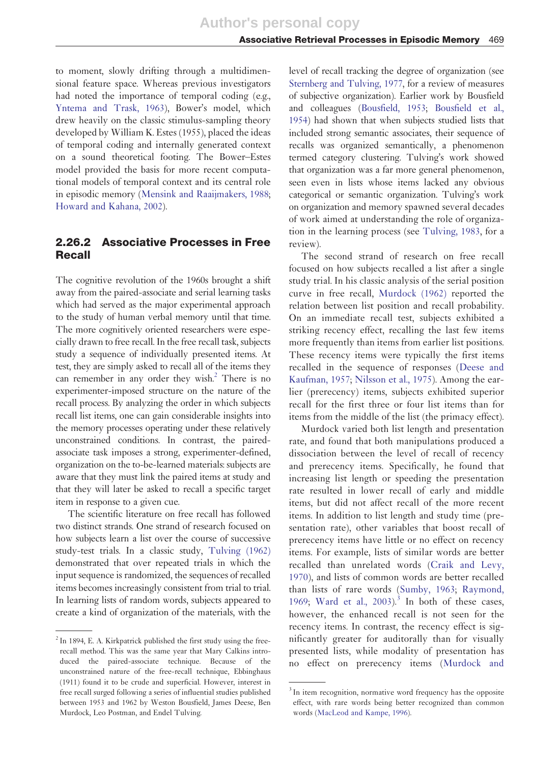to moment, slowly drifting through a multidimensional feature space. Whereas previous investigators had noted the importance of temporal coding (e.g., Yntema and Trask, 1963), Bower's model, which drew heavily on the classic stimulus-sampling theory developed by William K. Estes (1955), placed the ideas of temporal coding and internally generated context on a sound theoretical footing. The Bower–Estes model provided the basis for more recent computational models of temporal context and its central role in episodic memory (Mensink and Raaijmakers, 1988; Howard and Kahana, 2002).

## 2.26.2 Associative Processes in Free Recall

The cognitive revolution of the 1960s brought a shift away from the paired-associate and serial learning tasks which had served as the major experimental approach to the study of human verbal memory until that time. The more cognitively oriented researchers were especially drawn to free recall. In the free recall task, subjects study a sequence of individually presented items. At test, they are simply asked to recall all of the items they can remember in any order they wish.[2] There is no experimenter-imposed structure on the nature of the recall process. By analyzing the order in which subjects recall list items, one can gain considerable insights into the memory processes operating under these relatively unconstrained conditions. In contrast, the paired-associate task imposes a strong, experimenter-defined, organization on the to-be-learned materials: subjects are aware that they must link the paired items at study and that they will later be asked to recall a specific target item in response to a given cue.

The scientific literature on free recall has followed two distinct strands. One strand of research focused on how subjects learn a list over the course of successive study-test trials. In a classic study, Tulving (1962) demonstrated that over repeated trials in which the input sequence is randomized, the sequences of recalled items becomes increasingly consistent from trial to trial. In learning lists of random words, subjects appeared to create a kind of organization of the materials, with the level of recall tracking the degree of organization (see Sternberg and Tulving, 1977, for a review of measures of subjective organization). Earlier work by Bousfield and colleagues (Bousfield, 1953; Bousfield et al., 1954) had shown that when subjects studied lists that included strong semantic associates, their sequence of recalls was organized semantically, a phenomenon termed category clustering. Tulving's work showed that organization was a far more general phenomenon, seen even in lists whose items lacked any obvious categorical or semantic organization. Tulving's work on organization and memory spawned several decades of work aimed at understanding the role of organization in the learning process (see Tulving, 1983, for a review).

The second strand of research on free recall focused on how subjects recalled a list after a single study trial. In his classic analysis of the serial position curve in free recall, Murdock (1962) reported the relation between list position and recall probability. On an immediate recall test, subjects exhibited a striking recency effect, recalling the last few items more frequently than items from earlier list positions. These recency items were typically the first items recalled in the sequence of responses (Deese and Kaufman, 1957; Nilsson et al., 1975). Among the earlier (prerecency) items, subjects exhibited superior recall for the first three or four list items than for items from the middle of the list (the primacy effect).

Murdock varied both list length and presentation rate, and found that both manipulations produced a dissociation between the level of recall of recency and prerecency items. Specifically, he found that increasing list length or speeding the presentation rate resulted in lower recall of early and middle items, but did not affect recall of the more recent items. In addition to list length and study time (presentation rate), other variables that boost recall of prerecency items have little or no effect on recency items. For example, lists of similar words are better recalled than unrelated words (Craik and Levy, 1970), and lists of common words are better recalled than lists of rare words (Sumby, 1963; Raymond, 1969; Ward et al., 2003).[3] In both of these cases, however, the enhanced recall is not seen for the recency items. In contrast, the recency effect is significantly greater for auditorally than for visually presented lists, while modality of presentation has no effect on prerecency items (Murdock and

---

[2] In 1894, E. A. Kirkpatrick published the first study using the free-recall method. This was the same year that Mary Calkins introduced the paired-associate technique. Because of the unconstrained nature of the free-recall technique, Ebbinghaus (1911) found it to be crude and superficial. However, interest in free recall surged following a series of influential studies published between 1953 and 1962 by Weston Bousfield, James Deese, Ben Murdock, Leo Postman, and Endel Tulving.

[3] In item recognition, normative word frequency has the opposite effect, with rare words being better recognized than common words (MacLeod and Kampe, 1996).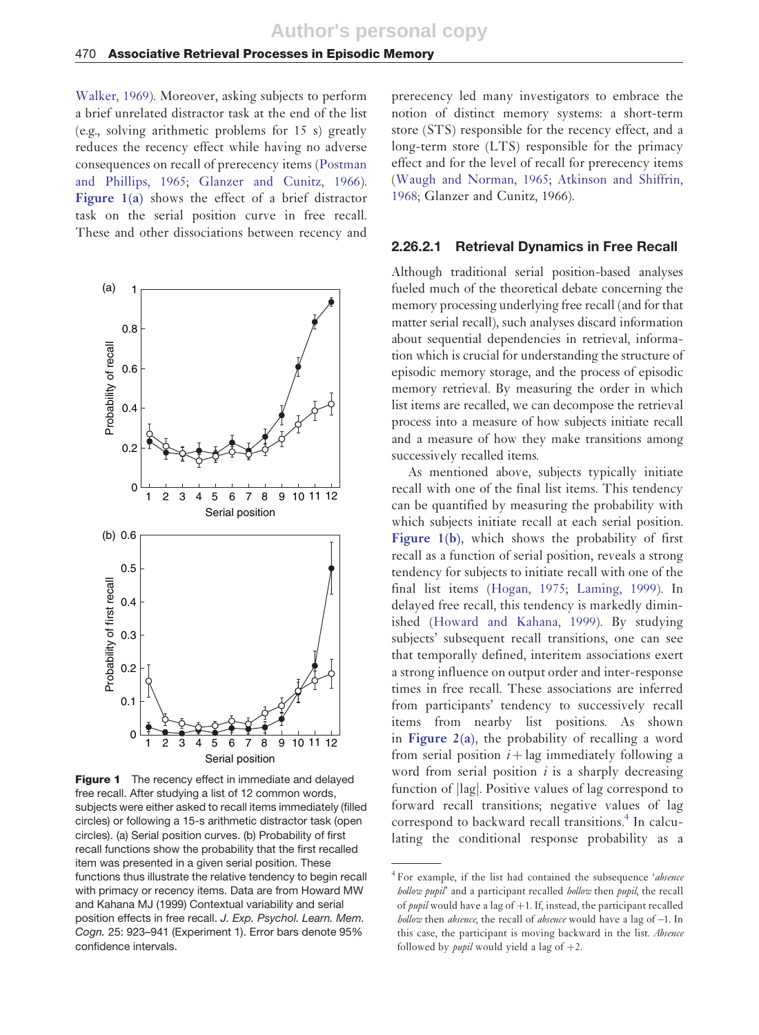Walker, 1969). Moreover, asking subjects to perform a brief unrelated distractor task at the end of the list (e.g., solving arithmetic problems for 15 s) greatly reduces the recency effect while having no adverse consequences on recall of prerecency items (Postman and Phillips, 1965; Glanzer and Cunitz, 1966). **Figure 1(a)** shows the effect of a brief distractor task on the serial position curve in free recall. These and other dissociations between recency and prerecency led many investigators to embrace the notion of distinct memory systems: a short-term store (STS) responsible for the recency effect, and a long-term store (LTS) responsible for the primacy effect and for the level of recall for prerecency items (Waugh and Norman, 1965; Atkinson and Shiffrin, 1968; Glanzer and Cunitz, 1966).

**Figure 1** The recency effect in immediate and delayed free recall. After studying a list of 12 common words, subjects were either asked to recall items immediately (filled circles) or following a 15-s arithmetic distractor task (open circles). (a) Serial position curves. (b) Probability of first recall functions show the probability that the first recalled item was presented in a given serial position. These functions thus illustrate the relative tendency to begin recall with primacy or recency items. Data are from Howard MW and Kahana MJ (1999) Contextual variability and serial position effects in free recall. *J. Exp. Psychol. Learn. Mem. Cogn.* 25: 923–941 (Experiment 1). Error bars denote 95% confidence intervals.

### 2.26.2.1 Retrieval Dynamics in Free Recall

Although traditional serial position-based analyses fueled much of the theoretical debate concerning the memory processing underlying free recall (and for that matter serial recall), such analyses discard information about sequential dependencies in retrieval, information which is crucial for understanding the structure of episodic memory storage, and the process of episodic memory retrieval. By measuring the order in which list items are recalled, we can decompose the retrieval process into a measure of how subjects initiate recall and a measure of how they make transitions among successively recalled items.

As mentioned above, subjects typically initiate recall with one of the final list items. This tendency can be quantified by measuring the probability with which subjects initiate recall at each serial position. **Figure 1(b)**, which shows the probability of first recall as a function of serial position, reveals a strong tendency for subjects to initiate recall with one of the final list items (Hogan, 1975; Laming, 1999). In delayed free recall, this tendency is markedly diminished (Howard and Kahana, 1999). By studying subjects' subsequent recall transitions, one can see that temporally defined, interitem associations exert a strong influence on output order and inter-response times in free recall. These associations are inferred from participants' tendency to successively recall items from nearby list positions. As shown in **Figure 2(a)**, the probability of recalling a word from serial position $i + \text{lag}$ immediately following a word from serial position $i$ is a sharply decreasing function of $|\text{lag}|$. Positive values of lag correspond to forward recall transitions; negative values of lag correspond to backward recall transitions.[4] In calculating the conditional response probability as a

[4] For example, if the list had contained the subsequence '*absence hollow pupil*' and a participant recalled *hollow* then *pupil*, the recall of *pupil* would have a lag of +1. If, instead, the participant recalled *hollow* then *absence*, the recall of *absence* would have a lag of −1. In this case, the participant is moving backward in the list. *Absence* followed by *pupil* would yield a lag of +2.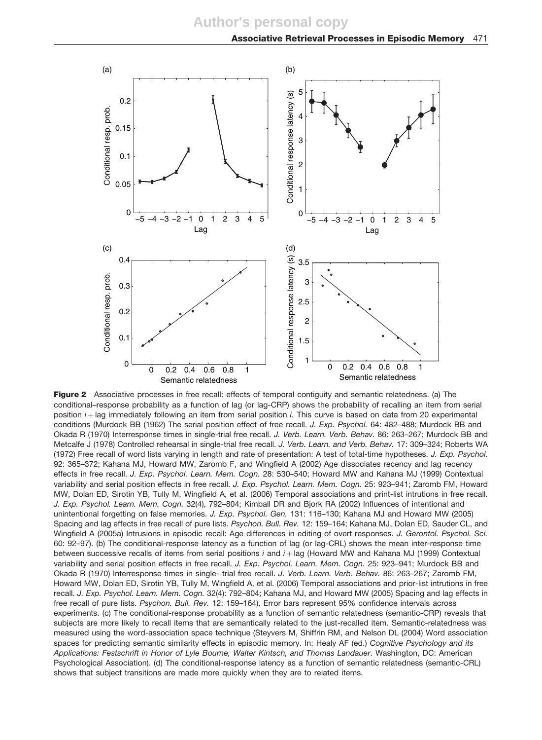**Figure 2** Associative processes in free recall: effects of temporal contiguity and semantic relatedness. (a) The conditional–response probability as a function of lag (or lag-CRP) shows the probability of recalling an item from serial position $i + \text{lag}$ immediately following an item from serial position $i$. This curve is based on data from 20 experimental conditions (Murdock BB (1962) The serial position effect of free recall. *J. Exp. Psychol.* 64: 482–488; Murdock BB and Okada R (1970) Interresponse times in single-trial free recall. *J. Verb. Learn. Verb. Behav.* 86: 263–267; Murdock BB and Metcalfe J (1978) Controlled rehearsal in single-trial free recall. *J. Verb. Learn. and Verb. Behav.* 17: 309–324; Roberts WA (1972) Free recall of word lists varying in length and rate of presentation: A test of total-time hypotheses. *J. Exp. Psychol.* 92: 365–372; Kahana MJ, Howard MW, Zaromb F, and Wingfield A (2002) Age dissociates recency and lag recency effects in free recall. *J. Exp. Psychol. Learn. Mem. Cogn.* 28: 530–540; Howard MW and Kahana MJ (1999) Contextual variability and serial position effects in free recall. *J. Exp. Psychol. Learn. Mem. Cogn.* 25: 923–941; Zaromb FM, Howard MW, Dolan ED, Sirotin YB, Tully M, Wingfield A, et al. (2006) Temporal associations and print-list intrutions in free recall. *J. Exp. Psychol. Learn. Mem. Cogn.* 32(4), 792–804; Kimball DR and Bjork RA (2002) Influences of intentional and unintentional forgetting on false memories. *J. Exp. Psychol. Gen.* 131: 116–130; Kahana MJ and Howard MW (2005) Spacing and lag effects in free recall of pure lists. *Psychon. Bull. Rev.* 12: 159–164; Kahana MJ, Dolan ED, Sauder CL, and Wingfield A (2005a) Intrusions in episodic recall: Age differences in editing of overt responses. *J. Gerontol. Psychol. Sci.* 60: 92–97). (b) The conditional-response latency as a function of lag (or lag-CRL) shows the mean inter-response time between successive recalls of items from serial positions $i$ and $i + \text{lag}$ (Howard MW and Kahana MJ (1999) Contextual variability and serial position effects in free recall. *J. Exp. Psychol. Learn. Mem. Cogn.* 25: 923–941; Murdock BB and Okada R (1970) Interresponse times in single- trial free recall. *J. Verb. Learn. Verb. Behav.* 86: 263–267; Zaromb FM, Howard MW, Dolan ED, Sirotin YB, Tully M, Wingfield A, et al. (2006) Temporal associations and prior-list intrutions in free recall. *J. Exp. Psychol. Learn. Mem. Cogn.* 32(4): 792–804; Kahana MJ, and Howard MW (2005) Spacing and lag effects in free recall of pure lists. *Psychon. Bull. Rev.* 12: 159–164). Error bars represent 95% confidence intervals across experiments. (c) The conditional-response probability as a function of semantic relatedness (semantic-CRP) reveals that subjects are more likely to recall items that are semantically related to the just-recalled item. Semantic-relatedness was measured using the word-association space technique (Steyvers M, Shiffrin RM, and Nelson DL (2004) Word association spaces for predicting semantic similarity effects in episodic memory. In: Healy AF (ed.) *Cognitive Psychology and its Applications: Festschrift in Honor of Lyle Bourne, Walter Kintsch, and Thomas Landauer*. Washington, DC: American Psychological Association). (d) The conditional-response latency as a function of semantic relatedness (semantic-CRL) shows that subject transitions are made more quickly when they are to related items.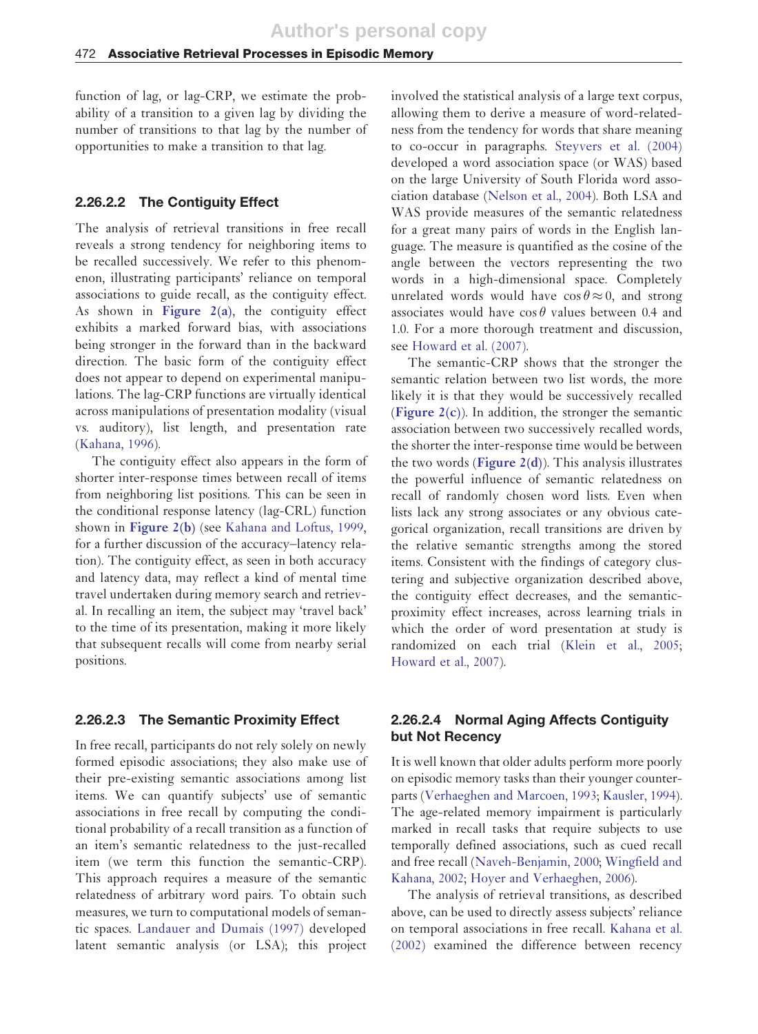function of lag, or lag-CRP, we estimate the probability of a transition to a given lag by dividing the number of transitions to that lag by the number of opportunities to make a transition to that lag.

### 2.26.2.2 The Contiguity Effect

The analysis of retrieval transitions in free recall reveals a strong tendency for neighboring items to be recalled successively. We refer to this phenomenon, illustrating participants' reliance on temporal associations to guide recall, as the contiguity effect. As shown in **Figure 2(a)**, the contiguity effect exhibits a marked forward bias, with associations being stronger in the forward than in the backward direction. The basic form of the contiguity effect does not appear to depend on experimental manipulations. The lag-CRP functions are virtually identical across manipulations of presentation modality (visual vs. auditory), list length, and presentation rate (Kahana, 1996).

The contiguity effect also appears in the form of shorter inter-response times between recall of items from neighboring list positions. This can be seen in the conditional response latency (lag-CRL) function shown in **Figure 2(b)** (see Kahana and Loftus, 1999, for a further discussion of the accuracy–latency relation). The contiguity effect, as seen in both accuracy and latency data, may reflect a kind of mental time travel undertaken during memory search and retrieval. In recalling an item, the subject may 'travel back' to the time of its presentation, making it more likely that subsequent recalls will come from nearby serial positions.

### 2.26.2.3 The Semantic Proximity Effect

In free recall, participants do not rely solely on newly formed episodic associations; they also make use of their pre-existing semantic associations among list items. We can quantify subjects' use of semantic associations in free recall by computing the conditional probability of a recall transition as a function of an item's semantic relatedness to the just-recalled item (we term this function the semantic-CRP). This approach requires a measure of the semantic relatedness of arbitrary word pairs. To obtain such measures, we turn to computational models of semantic spaces. Landauer and Dumais (1997) developed latent semantic analysis (or LSA); this project involved the statistical analysis of a large text corpus, allowing them to derive a measure of word-relatedness from the tendency for words that share meaning to co-occur in paragraphs. Steyvers et al. (2004) developed a word association space (or WAS) based on the large University of South Florida word association database (Nelson et al., 2004). Both LSA and WAS provide measures of the semantic relatedness for a great many pairs of words in the English language. The measure is quantified as the cosine of the angle between the vectors representing the two words in a high-dimensional space. Completely unrelated words would have $\cos\theta \approx 0$, and strong associates would have $\cos\theta$ values between 0.4 and 1.0. For a more thorough treatment and discussion, see Howard et al. (2007).

The semantic-CRP shows that the stronger the semantic relation between two list words, the more likely it is that they would be successively recalled (**Figure 2(c)**). In addition, the stronger the semantic association between two successively recalled words, the shorter the inter-response time would be between the two words (**Figure 2(d)**). This analysis illustrates the powerful influence of semantic relatedness on recall of randomly chosen word lists. Even when lists lack any strong associates or any obvious categorical organization, recall transitions are driven by the relative semantic strengths among the stored items. Consistent with the findings of category clustering and subjective organization described above, the contiguity effect decreases, and the semantic-proximity effect increases, across learning trials in which the order of word presentation at study is randomized on each trial (Klein et al., 2005; Howard et al., 2007).

### 2.26.2.4 Normal Aging Affects Contiguity but Not Recency

It is well known that older adults perform more poorly on episodic memory tasks than their younger counterparts (Verhaeghen and Marcoen, 1993; Kausler, 1994). The age-related memory impairment is particularly marked in recall tasks that require subjects to use temporally defined associations, such as cued recall and free recall (Naveh-Benjamin, 2000; Wingfield and Kahana, 2002; Hoyer and Verhaeghen, 2006).

The analysis of retrieval transitions, as described above, can be used to directly assess subjects' reliance on temporal associations in free recall. Kahana et al. (2002) examined the difference between recency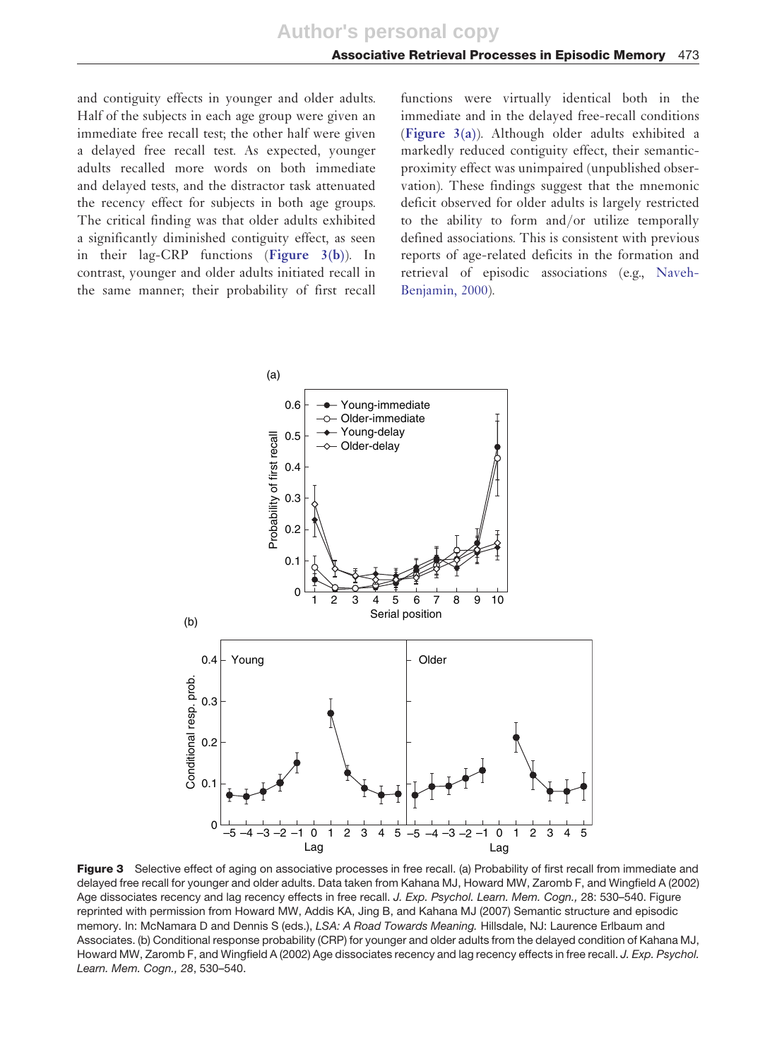and contiguity effects in younger and older adults. Half of the subjects in each age group were given an immediate free recall test; the other half were given a delayed free recall test. As expected, younger adults recalled more words on both immediate and delayed tests, and the distractor task attenuated the recency effect for subjects in both age groups. The critical finding was that older adults exhibited a significantly diminished contiguity effect, as seen in their lag-CRP functions (**Figure 3(b)**). In contrast, younger and older adults initiated recall in the same manner; their probability of first recall functions were virtually identical both in the immediate and in the delayed free-recall conditions (**Figure 3(a)**). Although older adults exhibited a markedly reduced contiguity effect, their semantic-proximity effect was unimpaired (unpublished observation). These findings suggest that the mnemonic deficit observed for older adults is largely restricted to the ability to form and/or utilize temporally defined associations. This is consistent with previous reports of age-related deficits in the formation and retrieval of episodic associations (e.g., Naveh-Benjamin, 2000).

**Figure 3** Selective effect of aging on associative processes in free recall. (a) Probability of first recall from immediate and delayed free recall for younger and older adults. Data taken from Kahana MJ, Howard MW, Zaromb F, and Wingfield A (2002) Age dissociates recency and lag recency effects in free recall. *J. Exp. Psychol. Learn. Mem. Cogn.,* 28: 530–540. Figure reprinted with permission from Howard MW, Addis KA, Jing B, and Kahana MJ (2007) Semantic structure and episodic memory. In: McNamara D and Dennis S (eds.), *LSA: A Road Towards Meaning.* Hillsdale, NJ: Laurence Erlbaum and Associates. (b) Conditional response probability (CRP) for younger and older adults from the delayed condition of Kahana MJ, Howard MW, Zaromb F, and Wingfield A (2002) Age dissociates recency and lag recency effects in free recall. *J. Exp. Psychol. Learn. Mem. Cogn., 28*, 530–540.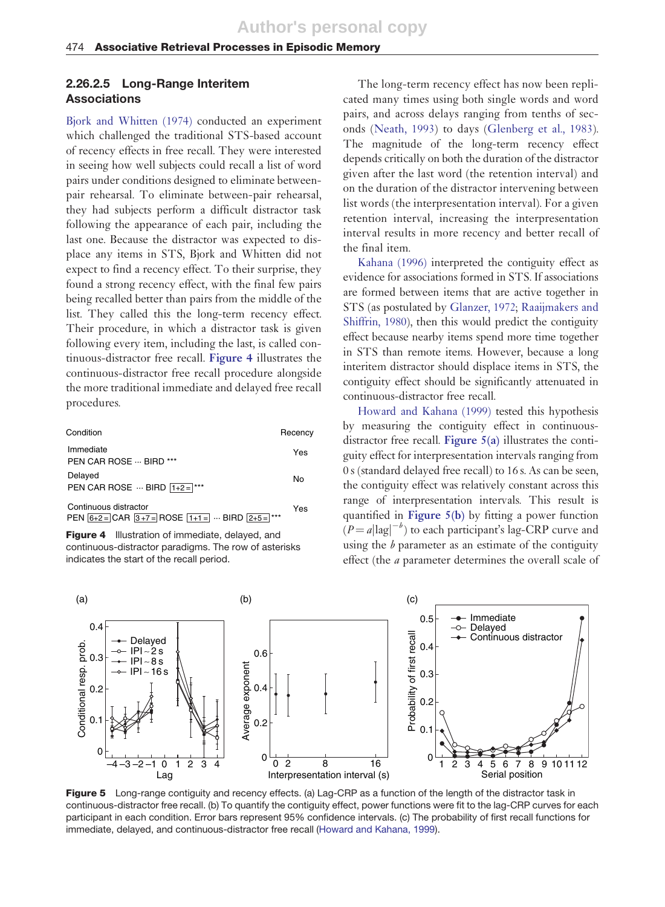### 2.26.2.5 Long-Range Interitem Associations

Bjork and Whitten (1974) conducted an experiment which challenged the traditional STS-based account of recency effects in free recall. They were interested in seeing how well subjects could recall a list of word pairs under conditions designed to eliminate between-pair rehearsal. To eliminate between-pair rehearsal, they had subjects perform a difficult distractor task following the appearance of each pair, including the last one. Because the distractor was expected to displace any items in STS, Bjork and Whitten did not expect to find a recency effect. To their surprise, they found a strong recency effect, with the final few pairs being recalled better than pairs from the middle of the list. They called this the long-term recency effect. Their procedure, in which a distractor task is given following every item, including the last, is called continuous-distractor free recall. Figure 4 illustrates the continuous-distractor free recall procedure alongside the more traditional immediate and delayed free recall procedures.

| Condition | Recency |
|---|---|
| Immediate<br>PEN CAR ROSE ··· BIRD *** | Yes |
| Delayed<br>PEN CAR ROSE ··· BIRD [1+2=] *** | No |
| Continuous distractor<br>PEN [6+2=] CAR [3+7=] ROSE [1+1=] ··· BIRD [2+5=] *** | Yes |

**Figure 4** Illustration of immediate, delayed, and continuous-distractor paradigms. The row of asterisks indicates the start of the recall period.

The long-term recency effect has now been replicated many times using both single words and word pairs, and across delays ranging from tenths of seconds (Neath, 1993) to days (Glenberg et al., 1983). The magnitude of the long-term recency effect depends critically on both the duration of the distractor given after the last word (the retention interval) and on the duration of the distractor intervening between list words (the interpresentation interval). For a given retention interval, increasing the interpresentation interval results in more recency and better recall of the final item.

Kahana (1996) interpreted the contiguity effect as evidence for associations formed in STS. If associations are formed between items that are active together in STS (as postulated by Glanzer, 1972; Raaijmakers and Shiffrin, 1980), then this would predict the contiguity effect because nearby items spend more time together in STS than remote items. However, because a long interitem distractor should displace items in STS, the contiguity effect should be significantly attenuated in continuous-distractor free recall.

Howard and Kahana (1999) tested this hypothesis by measuring the contiguity effect in continuous-distractor free recall. Figure 5(a) illustrates the contiguity effect for interpresentation intervals ranging from 0 s (standard delayed free recall) to 16 s. As can be seen, the contiguity effect was relatively constant across this range of interpresentation intervals. This result is quantified in Figure 5(b) by fitting a power function ($P = a|\text{lag}|^{-b}$) to each participant's lag-CRP curve and using the $b$ parameter as an estimate of the contiguity effect (the $a$ parameter determines the overall scale of

**Figure 5** Long-range contiguity and recency effects. (a) Lag-CRP as a function of the length of the distractor task in continuous-distractor free recall. (b) To quantify the contiguity effect, power functions were fit to the lag-CRP curves for each participant in each condition. Error bars represent 95% confidence intervals. (c) The probability of first recall functions for immediate, delayed, and continuous-distractor free recall (Howard and Kahana, 1999).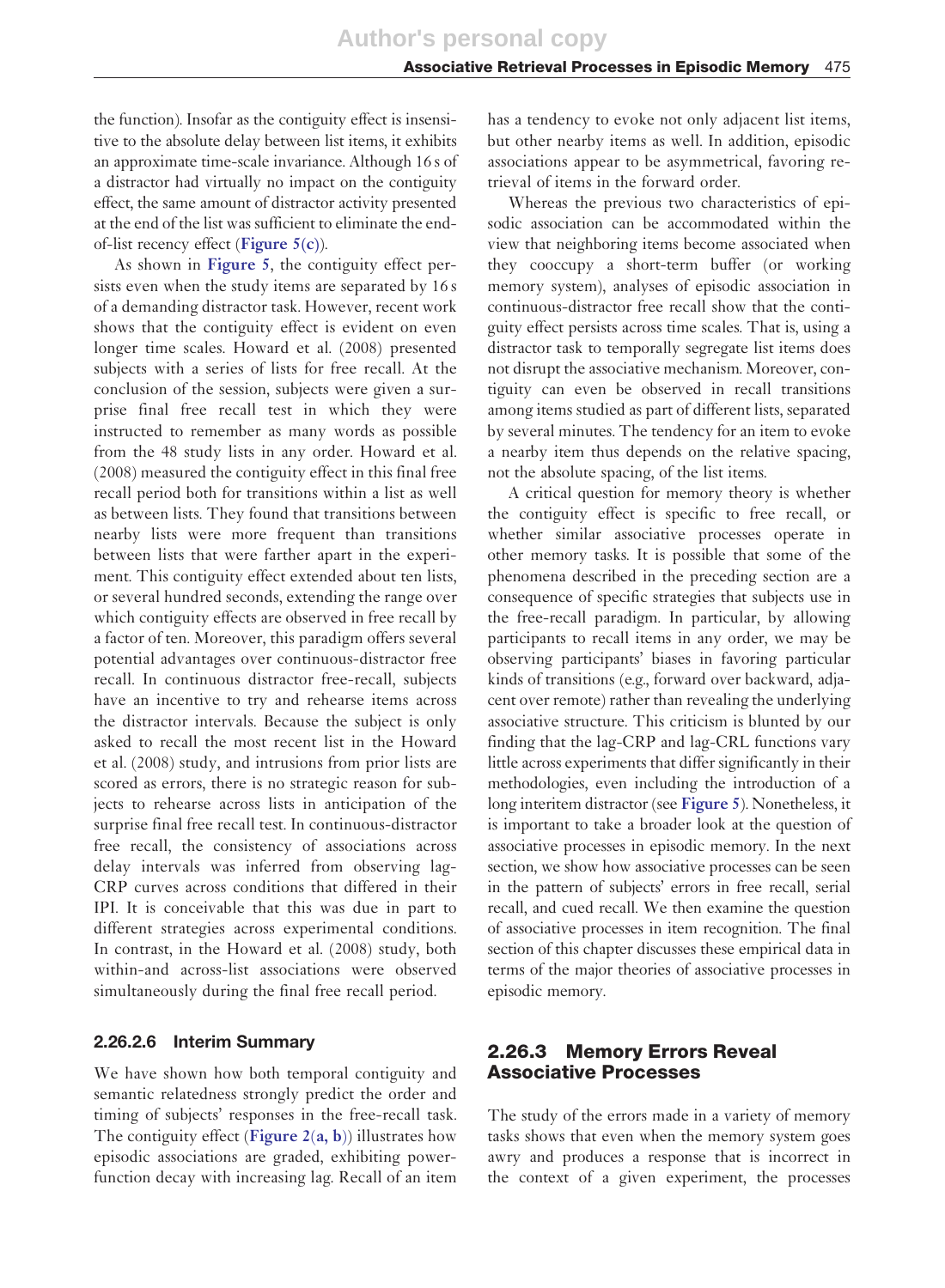the function). Insofar as the contiguity effect is insensitive to the absolute delay between list items, it exhibits an approximate time-scale invariance. Although 16 s of a distractor had virtually no impact on the contiguity effect, the same amount of distractor activity presented at the end of the list was sufficient to eliminate the end-of-list recency effect (**Figure 5(c)**).

As shown in **Figure 5**, the contiguity effect persists even when the study items are separated by 16 s of a demanding distractor task. However, recent work shows that the contiguity effect is evident on even longer time scales. Howard et al. (2008) presented subjects with a series of lists for free recall. At the conclusion of the session, subjects were given a surprise final free recall test in which they were instructed to remember as many words as possible from the 48 study lists in any order. Howard et al. (2008) measured the contiguity effect in this final free recall period both for transitions within a list as well as between lists. They found that transitions between nearby lists were more frequent than transitions between lists that were farther apart in the experiment. This contiguity effect extended about ten lists, or several hundred seconds, extending the range over which contiguity effects are observed in free recall by a factor of ten. Moreover, this paradigm offers several potential advantages over continuous-distractor free recall. In continuous distractor free-recall, subjects have an incentive to try and rehearse items across the distractor intervals. Because the subject is only asked to recall the most recent list in the Howard et al. (2008) study, and intrusions from prior lists are scored as errors, there is no strategic reason for subjects to rehearse across lists in anticipation of the surprise final free recall test. In continuous-distractor free recall, the consistency of associations across delay intervals was inferred from observing lag-CRP curves across conditions that differed in their IPI. It is conceivable that this was due in part to different strategies across experimental conditions. In contrast, in the Howard et al. (2008) study, both within-and across-list associations were observed simultaneously during the final free recall period.

### 2.26.2.6 Interim Summary

We have shown how both temporal contiguity and semantic relatedness strongly predict the order and timing of subjects' responses in the free-recall task. The contiguity effect (**Figure 2(a, b)**) illustrates how episodic associations are graded, exhibiting power-function decay with increasing lag. Recall of an item has a tendency to evoke not only adjacent list items, but other nearby items as well. In addition, episodic associations appear to be asymmetrical, favoring retrieval of items in the forward order.

Whereas the previous two characteristics of episodic association can be accommodated within the view that neighboring items become associated when they cooccupy a short-term buffer (or working memory system), analyses of episodic association in continuous-distractor free recall show that the contiguity effect persists across time scales. That is, using a distractor task to temporally segregate list items does not disrupt the associative mechanism. Moreover, contiguity can even be observed in recall transitions among items studied as part of different lists, separated by several minutes. The tendency for an item to evoke a nearby item thus depends on the relative spacing, not the absolute spacing, of the list items.

A critical question for memory theory is whether the contiguity effect is specific to free recall, or whether similar associative processes operate in other memory tasks. It is possible that some of the phenomena described in the preceding section are a consequence of specific strategies that subjects use in the free-recall paradigm. In particular, by allowing participants to recall items in any order, we may be observing participants' biases in favoring particular kinds of transitions (e.g., forward over backward, adjacent over remote) rather than revealing the underlying associative structure. This criticism is blunted by our finding that the lag-CRP and lag-CRL functions vary little across experiments that differ significantly in their methodologies, even including the introduction of a long interitem distractor (see **Figure 5**). Nonetheless, it is important to take a broader look at the question of associative processes in episodic memory. In the next section, we show how associative processes can be seen in the pattern of subjects' errors in free recall, serial recall, and cued recall. We then examine the question of associative processes in item recognition. The final section of this chapter discusses these empirical data in terms of the major theories of associative processes in episodic memory.

## 2.26.3 Memory Errors Reveal Associative Processes

The study of the errors made in a variety of memory tasks shows that even when the memory system goes awry and produces a response that is incorrect in the context of a given experiment, the processes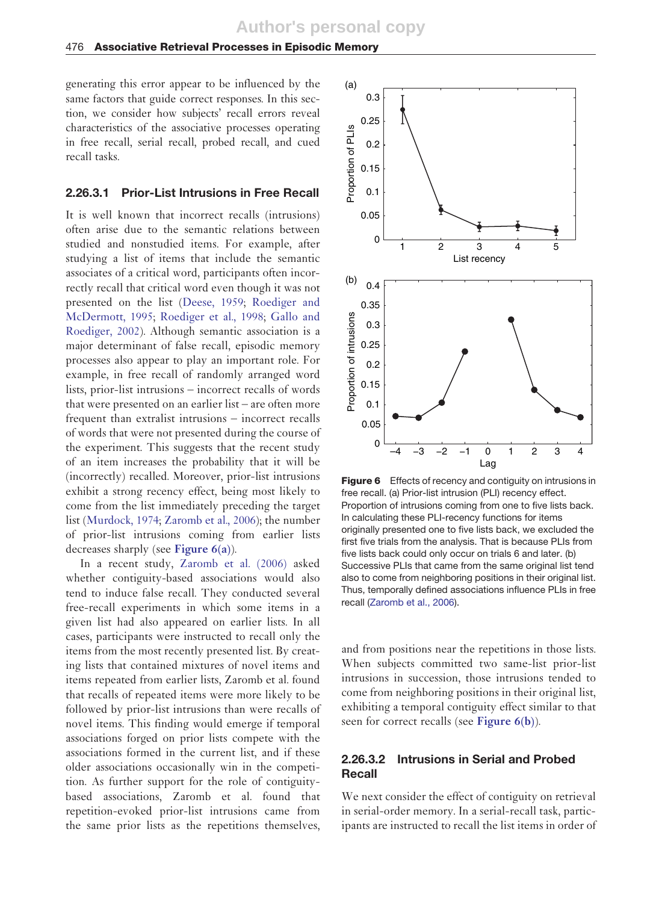generating this error appear to be influenced by the same factors that guide correct responses. In this section, we consider how subjects' recall errors reveal characteristics of the associative processes operating in free recall, serial recall, probed recall, and cued recall tasks.

### 2.26.3.1 Prior-List Intrusions in Free Recall

It is well known that incorrect recalls (intrusions) often arise due to the semantic relations between studied and nonstudied items. For example, after studying a list of items that include the semantic associates of a critical word, participants often incorrectly recall that critical word even though it was not presented on the list (Deese, 1959; Roediger and McDermott, 1995; Roediger et al., 1998; Gallo and Roediger, 2002). Although semantic association is a major determinant of false recall, episodic memory processes also appear to play an important role. For example, in free recall of randomly arranged word lists, prior-list intrusions – incorrect recalls of words that were presented on an earlier list – are often more frequent than extralist intrusions – incorrect recalls of words that were not presented during the course of the experiment. This suggests that the recent study of an item increases the probability that it will be (incorrectly) recalled. Moreover, prior-list intrusions exhibit a strong recency effect, being most likely to come from the list immediately preceding the target list (Murdock, 1974; Zaromb et al., 2006); the number of prior-list intrusions coming from earlier lists decreases sharply (see **Figure 6(a)**).

In a recent study, Zaromb et al. (2006) asked whether contiguity-based associations would also tend to induce false recall. They conducted several free-recall experiments in which some items in a given list had also appeared on earlier lists. In all cases, participants were instructed to recall only the items from the most recently presented list. By creating lists that contained mixtures of novel items and items repeated from earlier lists, Zaromb et al. found that recalls of repeated items were more likely to be followed by prior-list intrusions than were recalls of novel items. This finding would emerge if temporal associations forged on prior lists compete with the associations formed in the current list, and if these older associations occasionally win in the competition. As further support for the role of contiguity-based associations, Zaromb et al. found that repetition-evoked prior-list intrusions came from the same prior lists as the repetitions themselves, and from positions near the repetitions in those lists. When subjects committed two same-list prior-list intrusions in succession, those intrusions tended to come from neighboring positions in their original list, exhibiting a temporal contiguity effect similar to that seen for correct recalls (see **Figure 6(b)**).

**Figure 6** Effects of recency and contiguity on intrusions in free recall. (a) Prior-list intrusion (PLI) recency effect. Proportion of intrusions coming from one to five lists back. In calculating these PLI-recency functions for items originally presented one to five lists back, we excluded the first five trials from the analysis. That is because PLIs from five lists back could only occur on trials 6 and later. (b) Successive PLIs that came from the same original list tend also to come from neighboring positions in their original list. Thus, temporally defined associations influence PLIs in free recall (Zaromb et al., 2006).

### 2.26.3.2 Intrusions in Serial and Probed Recall

We next consider the effect of contiguity on retrieval in serial-order memory. In a serial-recall task, participants are instructed to recall the list items in order of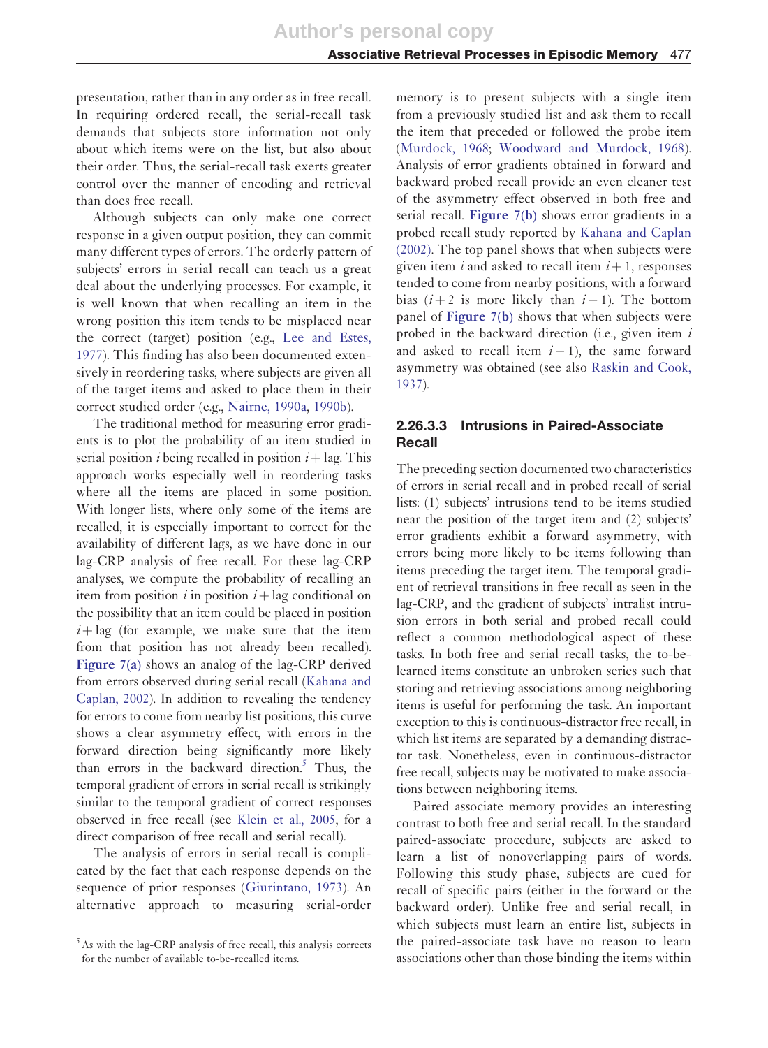presentation, rather than in any order as in free recall. In requiring ordered recall, the serial-recall task demands that subjects store information not only about which items were on the list, but also about their order. Thus, the serial-recall task exerts greater control over the manner of encoding and retrieval than does free recall.

Although subjects can only make one correct response in a given output position, they can commit many different types of errors. The orderly pattern of subjects' errors in serial recall can teach us a great deal about the underlying processes. For example, it is well known that when recalling an item in the wrong position this item tends to be misplaced near the correct (target) position (e.g., Lee and Estes, 1977). This finding has also been documented extensively in reordering tasks, where subjects are given all of the target items and asked to place them in their correct studied order (e.g., Nairne, 1990a, 1990b).

The traditional method for measuring error gradients is to plot the probability of an item studied in serial position $i$ being recalled in position $i + \text{lag}$. This approach works especially well in reordering tasks where all the items are placed in some position. With longer lists, where only some of the items are recalled, it is especially important to correct for the availability of different lags, as we have done in our lag-CRP analysis of free recall. For these lag-CRP analyses, we compute the probability of recalling an item from position $i$ in position $i + \text{lag}$ conditional on the possibility that an item could be placed in position $i + \text{lag}$ (for example, we make sure that the item from that position has not already been recalled). **Figure 7(a)** shows an analog of the lag-CRP derived from errors observed during serial recall (Kahana and Caplan, 2002). In addition to revealing the tendency for errors to come from nearby list positions, this curve shows a clear asymmetry effect, with errors in the forward direction being significantly more likely than errors in the backward direction.[5] Thus, the temporal gradient of errors in serial recall is strikingly similar to the temporal gradient of correct responses observed in free recall (see Klein et al., 2005, for a direct comparison of free recall and serial recall).

The analysis of errors in serial recall is complicated by the fact that each response depends on the sequence of prior responses (Giurintano, 1973). An alternative approach to measuring serial-order memory is to present subjects with a single item from a previously studied list and ask them to recall the item that preceded or followed the probe item (Murdock, 1968; Woodward and Murdock, 1968). Analysis of error gradients obtained in forward and backward probed recall provide an even cleaner test of the asymmetry effect observed in both free and serial recall. **Figure 7(b)** shows error gradients in a probed recall study reported by Kahana and Caplan (2002). The top panel shows that when subjects were given item $i$ and asked to recall item $i + 1$, responses tended to come from nearby positions, with a forward bias ($i + 2$ is more likely than $i - 1$). The bottom panel of **Figure 7(b)** shows that when subjects were probed in the backward direction (i.e., given item $i$ and asked to recall item $i - 1$), the same forward asymmetry was obtained (see also Raskin and Cook, 1937).

### 2.26.3.3 Intrusions in Paired-Associate Recall

The preceding section documented two characteristics of errors in serial recall and in probed recall of serial lists: (1) subjects' intrusions tend to be items studied near the position of the target item and (2) subjects' error gradients exhibit a forward asymmetry, with errors being more likely to be items following than items preceding the target item. The temporal gradient of retrieval transitions in free recall as seen in the lag-CRP, and the gradient of subjects' intralist intrusion errors in both serial and probed recall could reflect a common methodological aspect of these tasks. In both free and serial recall tasks, the to-be-learned items constitute an unbroken series such that storing and retrieving associations among neighboring items is useful for performing the task. An important exception to this is continuous-distractor free recall, in which list items are separated by a demanding distractor task. Nonetheless, even in continuous-distractor free recall, subjects may be motivated to make associations between neighboring items.

Paired associate memory provides an interesting contrast to both free and serial recall. In the standard paired-associate procedure, subjects are asked to learn a list of nonoverlapping pairs of words. Following this study phase, subjects are cued for recall of specific pairs (either in the forward or the backward order). Unlike free and serial recall, in which subjects must learn an entire list, subjects in the paired-associate task have no reason to learn associations other than those binding the items within

[5] As with the lag-CRP analysis of free recall, this analysis corrects for the number of available to-be-recalled items.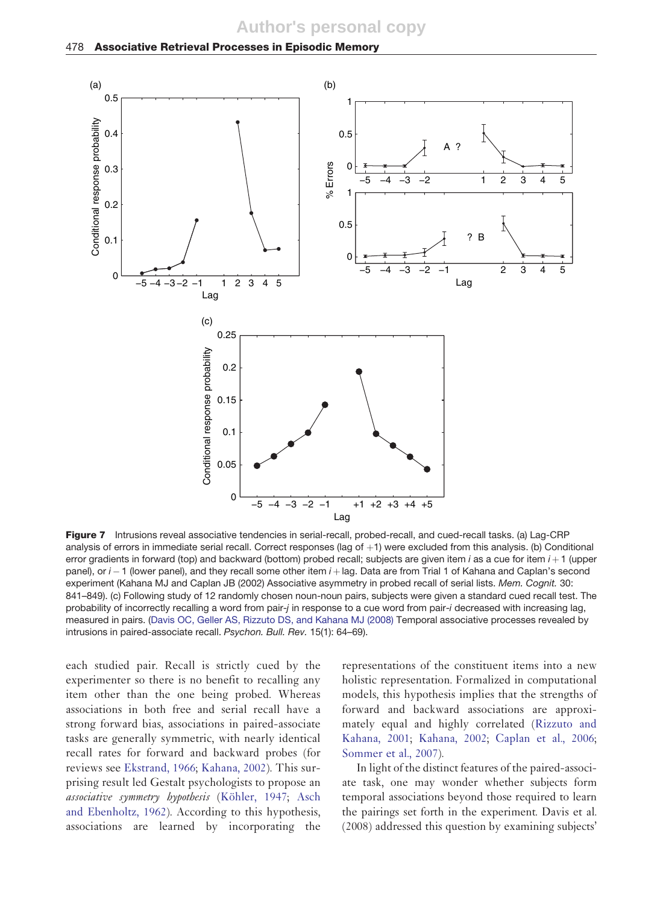**Figure 7** Intrusions reveal associative tendencies in serial-recall, probed-recall, and cued-recall tasks. (a) Lag-CRP analysis of errors in immediate serial recall. Correct responses (lag of +1) were excluded from this analysis. (b) Conditional error gradients in forward (top) and backward (bottom) probed recall; subjects are given item $i$ as a cue for item $i+1$ (upper panel), or $i-1$ (lower panel), and they recall some other item $i+\text{lag}$. Data are from Trial 1 of Kahana and Caplan's second experiment (Kahana MJ and Caplan JB (2002) Associative asymmetry in probed recall of serial lists. *Mem. Cognit.* 30: 841–849). (c) Following study of 12 randomly chosen noun-noun pairs, subjects were given a standard cued recall test. The probability of incorrectly recalling a word from pair-$j$ in response to a cue word from pair-$i$ decreased with increasing lag, measured in pairs. (Davis OC, Geller AS, Rizzuto DS, and Kahana MJ (2008) Temporal associative processes revealed by intrusions in paired-associate recall. *Psychon. Bull. Rev.* 15(1): 64–69).

each studied pair. Recall is strictly cued by the experimenter so there is no benefit to recalling any item other than the one being probed. Whereas associations in both free and serial recall have a strong forward bias, associations in paired-associate tasks are generally symmetric, with nearly identical recall rates for forward and backward probes (for reviews see Ekstrand, 1966; Kahana, 2002). This surprising result led Gestalt psychologists to propose an *associative symmetry hypothesis* (Köhler, 1947; Asch and Ebenholtz, 1962). According to this hypothesis, associations are learned by incorporating the representations of the constituent items into a new holistic representation. Formalized in computational models, this hypothesis implies that the strengths of forward and backward associations are approximately equal and highly correlated (Rizzuto and Kahana, 2001; Kahana, 2002; Caplan et al., 2006; Sommer et al., 2007).

In light of the distinct features of the paired-associate task, one may wonder whether subjects form temporal associations beyond those required to learn the pairings set forth in the experiment. Davis et al. (2008) addressed this question by examining subjects'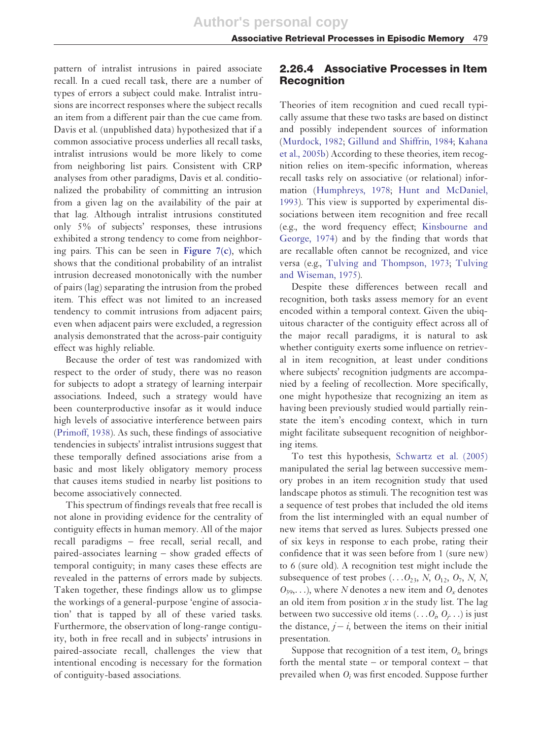pattern of intralist intrusions in paired associate recall. In a cued recall task, there are a number of types of errors a subject could make. Intralist intrusions are incorrect responses where the subject recalls an item from a different pair than the cue came from. Davis et al. (unpublished data) hypothesized that if a common associative process underlies all recall tasks, intralist intrusions would be more likely to come from neighboring list pairs. Consistent with CRP analyses from other paradigms, Davis et al. conditionalized the probability of committing an intrusion from a given lag on the availability of the pair at that lag. Although intralist intrusions constituted only 5% of subjects' responses, these intrusions exhibited a strong tendency to come from neighboring pairs. This can be seen in **Figure 7(c)**, which shows that the conditional probability of an intralist intrusion decreased monotonically with the number of pairs (lag) separating the intrusion from the probed item. This effect was not limited to an increased tendency to commit intrusions from adjacent pairs; even when adjacent pairs were excluded, a regression analysis demonstrated that the across-pair contiguity effect was highly reliable.

Because the order of test was randomized with respect to the order of study, there was no reason for subjects to adopt a strategy of learning interpair associations. Indeed, such a strategy would have been counterproductive insofar as it would induce high levels of associative interference between pairs (Primoff, 1938). As such, these findings of associative tendencies in subjects' intralist intrusions suggest that these temporally defined associations arise from a basic and most likely obligatory memory process that causes items studied in nearby list positions to become associatively connected.

This spectrum of findings reveals that free recall is not alone in providing evidence for the centrality of contiguity effects in human memory. All of the major recall paradigms – free recall, serial recall, and paired-associates learning – show graded effects of temporal contiguity; in many cases these effects are revealed in the patterns of errors made by subjects. Taken together, these findings allow us to glimpse the workings of a general-purpose 'engine of association' that is tapped by all of these varied tasks. Furthermore, the observation of long-range contiguity, both in free recall and in subjects' intrusions in paired-associate recall, challenges the view that intentional encoding is necessary for the formation of contiguity-based associations.

## 2.26.4 Associative Processes in Item Recognition

Theories of item recognition and cued recall typically assume that these two tasks are based on distinct and possibly independent sources of information (Murdock, 1982; Gillund and Shiffrin, 1984; Kahana et al., 2005b) According to these theories, item recognition relies on item-specific information, whereas recall tasks rely on associative (or relational) information (Humphreys, 1978; Hunt and McDaniel, 1993). This view is supported by experimental dissociations between item recognition and free recall (e.g., the word frequency effect; Kinsbourne and George, 1974) and by the finding that words that are recallable often cannot be recognized, and vice versa (e.g., Tulving and Thompson, 1973; Tulving and Wiseman, 1975).

Despite these differences between recall and recognition, both tasks assess memory for an event encoded within a temporal context. Given the ubiquitous character of the contiguity effect across all of the major recall paradigms, it is natural to ask whether contiguity exerts some influence on retrieval in item recognition, at least under conditions where subjects' recognition judgments are accompanied by a feeling of recollection. More specifically, one might hypothesize that recognizing an item as having been previously studied would partially reinstate the item's encoding context, which in turn might facilitate subsequent recognition of neighboring items.

To test this hypothesis, Schwartz et al. (2005) manipulated the serial lag between successive memory probes in an item recognition study that used landscape photos as stimuli. The recognition test was a sequence of test probes that included the old items from the list intermingled with an equal number of new items that served as lures. Subjects pressed one of six keys in response to each probe, rating their confidence that it was seen before from 1 (sure new) to 6 (sure old). A recognition test might include the subsequence of test probes $(\ldots O_{23}, N, O_{12}, O_7, N, N, O_{39}, \ldots)$, where $N$ denotes a new item and $O_x$ denotes an old item from position $x$ in the study list. The lag between two successive old items $(\ldots O_i, O_j \ldots)$ is just the distance, $j - i$, between the items on their initial presentation.

Suppose that recognition of a test item, $O_i$, brings forth the mental state – or temporal context – that prevailed when $O_i$ was first encoded. Suppose further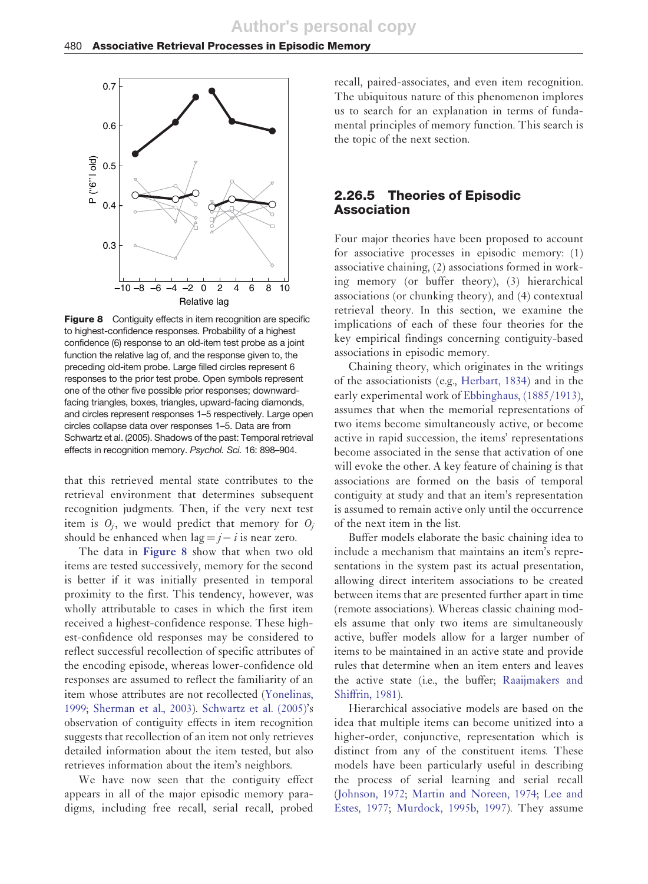Figure 8 Contiguity effects in item recognition are specific to highest-confidence responses. Probability of a highest confidence (6) response to an old-item test probe as a joint function the relative lag of, and the response given to, the preceding old-item probe. Large filled circles represent 6 responses to the prior test probe. Open symbols represent one of the other five possible prior responses; downward-facing triangles, boxes, triangles, upward-facing diamonds, and circles represent responses 1–5 respectively. Large open circles collapse data over responses 1–5. Data are from Schwartz et al. (2005). Shadows of the past: Temporal retrieval effects in recognition memory. *Psychol. Sci.* 16: 898–904.

that this retrieved mental state contributes to the retrieval environment that determines subsequent recognition judgments. Then, if the very next test item is $O_j$, we would predict that memory for $O_j$ should be enhanced when lag $= j - i$ is near zero.

The data in **Figure 8** show that when two old items are tested successively, memory for the second is better if it was initially presented in temporal proximity to the first. This tendency, however, was wholly attributable to cases in which the first item received a highest-confidence response. These highest-confidence old responses may be considered to reflect successful recollection of specific attributes of the encoding episode, whereas lower-confidence old responses are assumed to reflect the familiarity of an item whose attributes are not recollected (Yonelinas, 1999; Sherman et al., 2003). Schwartz et al. (2005)'s observation of contiguity effects in item recognition suggests that recollection of an item not only retrieves detailed information about the item tested, but also retrieves information about the item's neighbors.

We have now seen that the contiguity effect appears in all of the major episodic memory paradigms, including free recall, serial recall, probed recall, paired-associates, and even item recognition. The ubiquitous nature of this phenomenon implores us to search for an explanation in terms of fundamental principles of memory function. This search is the topic of the next section.

## 2.26.5 Theories of Episodic Association

Four major theories have been proposed to account for associative processes in episodic memory: (1) associative chaining, (2) associations formed in working memory (or buffer theory), (3) hierarchical associations (or chunking theory), and (4) contextual retrieval theory. In this section, we examine the implications of each of these four theories for the key empirical findings concerning contiguity-based associations in episodic memory.

Chaining theory, which originates in the writings of the associationists (e.g., Herbart, 1834) and in the early experimental work of Ebbinghaus, (1885/1913), assumes that when the memorial representations of two items become simultaneously active, or become active in rapid succession, the items' representations become associated in the sense that activation of one will evoke the other. A key feature of chaining is that associations are formed on the basis of temporal contiguity at study and that an item's representation is assumed to remain active only until the occurrence of the next item in the list.

Buffer models elaborate the basic chaining idea to include a mechanism that maintains an item's representations in the system past its actual presentation, allowing direct interitem associations to be created between items that are presented further apart in time (remote associations). Whereas classic chaining models assume that only two items are simultaneously active, buffer models allow for a larger number of items to be maintained in an active state and provide rules that determine when an item enters and leaves the active state (i.e., the buffer; Raaijmakers and Shiffrin, 1981).

Hierarchical associative models are based on the idea that multiple items can become unitized into a higher-order, conjunctive, representation which is distinct from any of the constituent items. These models have been particularly useful in describing the process of serial learning and serial recall (Johnson, 1972; Martin and Noreen, 1974; Lee and Estes, 1977; Murdock, 1995b, 1997). They assume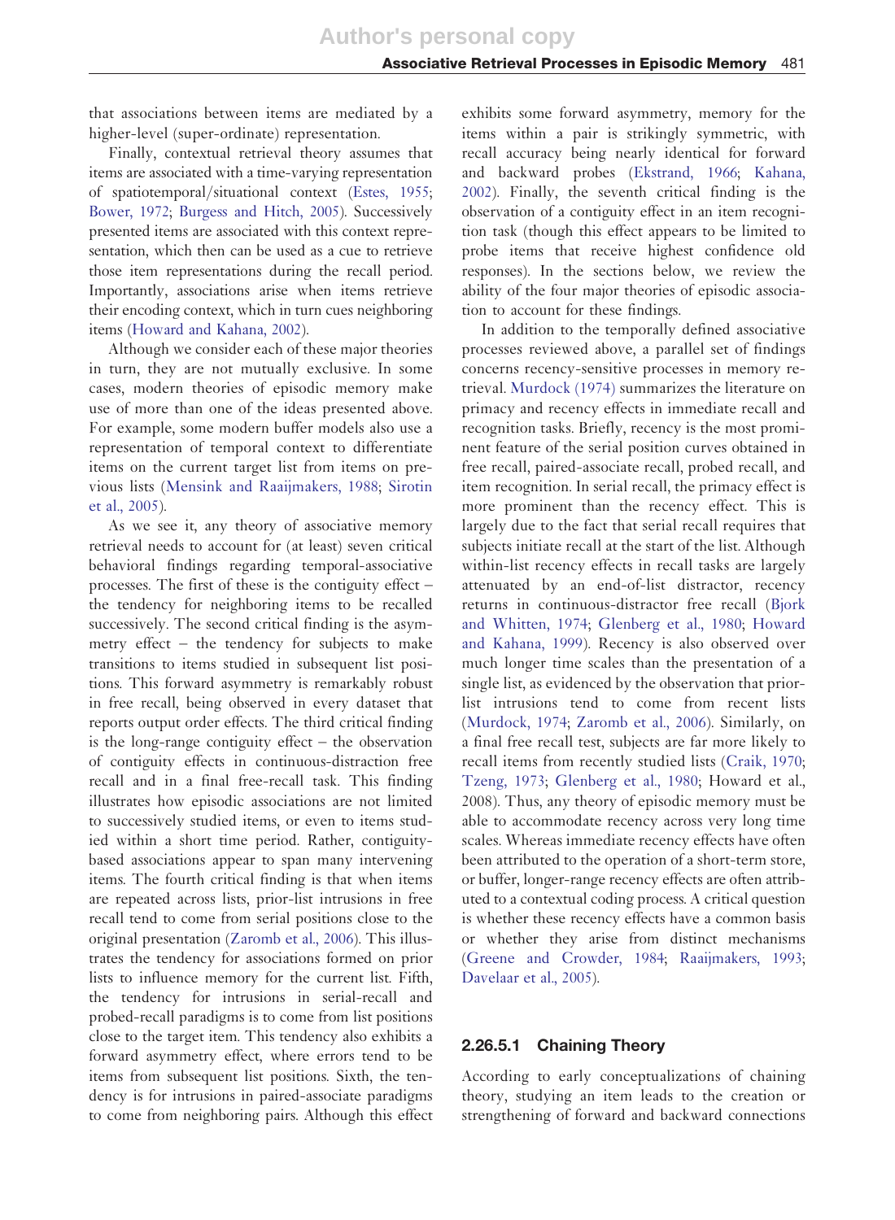that associations between items are mediated by a higher-level (super-ordinate) representation.

Finally, contextual retrieval theory assumes that items are associated with a time-varying representation of spatiotemporal/situational context (Estes, 1955; Bower, 1972; Burgess and Hitch, 2005). Successively presented items are associated with this context representation, which then can be used as a cue to retrieve those item representations during the recall period. Importantly, associations arise when items retrieve their encoding context, which in turn cues neighboring items (Howard and Kahana, 2002).

Although we consider each of these major theories in turn, they are not mutually exclusive. In some cases, modern theories of episodic memory make use of more than one of the ideas presented above. For example, some modern buffer models also use a representation of temporal context to differentiate items on the current target list from items on previous lists (Mensink and Raaijmakers, 1988; Sirotin et al., 2005).

As we see it, any theory of associative memory retrieval needs to account for (at least) seven critical behavioral findings regarding temporal-associative processes. The first of these is the contiguity effect – the tendency for neighboring items to be recalled successively. The second critical finding is the asymmetry effect – the tendency for subjects to make transitions to items studied in subsequent list positions. This forward asymmetry is remarkably robust in free recall, being observed in every dataset that reports output order effects. The third critical finding is the long-range contiguity effect – the observation of contiguity effects in continuous-distraction free recall and in a final free-recall task. This finding illustrates how episodic associations are not limited to successively studied items, or even to items studied within a short time period. Rather, contiguity-based associations appear to span many intervening items. The fourth critical finding is that when items are repeated across lists, prior-list intrusions in free recall tend to come from serial positions close to the original presentation (Zaromb et al., 2006). This illustrates the tendency for associations formed on prior lists to influence memory for the current list. Fifth, the tendency for intrusions in serial-recall and probed-recall paradigms is to come from list positions close to the target item. This tendency also exhibits a forward asymmetry effect, where errors tend to be items from subsequent list positions. Sixth, the tendency is for intrusions in paired-associate paradigms to come from neighboring pairs. Although this effect exhibits some forward asymmetry, memory for the items within a pair is strikingly symmetric, with recall accuracy being nearly identical for forward and backward probes (Ekstrand, 1966; Kahana, 2002). Finally, the seventh critical finding is the observation of a contiguity effect in an item recognition task (though this effect appears to be limited to probe items that receive highest confidence old responses). In the sections below, we review the ability of the four major theories of episodic association to account for these findings.

In addition to the temporally defined associative processes reviewed above, a parallel set of findings concerns recency-sensitive processes in memory retrieval. Murdock (1974) summarizes the literature on primacy and recency effects in immediate recall and recognition tasks. Briefly, recency is the most prominent feature of the serial position curves obtained in free recall, paired-associate recall, probed recall, and item recognition. In serial recall, the primacy effect is more prominent than the recency effect. This is largely due to the fact that serial recall requires that subjects initiate recall at the start of the list. Although within-list recency effects in recall tasks are largely attenuated by an end-of-list distractor, recency returns in continuous-distractor free recall (Bjork and Whitten, 1974; Glenberg et al., 1980; Howard and Kahana, 1999). Recency is also observed over much longer time scales than the presentation of a single list, as evidenced by the observation that prior-list intrusions tend to come from recent lists (Murdock, 1974; Zaromb et al., 2006). Similarly, on a final free recall test, subjects are far more likely to recall items from recently studied lists (Craik, 1970; Tzeng, 1973; Glenberg et al., 1980; Howard et al., 2008). Thus, any theory of episodic memory must be able to accommodate recency across very long time scales. Whereas immediate recency effects have often been attributed to the operation of a short-term store, or buffer, longer-range recency effects are often attributed to a contextual coding process. A critical question is whether these recency effects have a common basis or whether they arise from distinct mechanisms (Greene and Crowder, 1984; Raaijmakers, 1993; Davelaar et al., 2005).

### 2.26.5.1 Chaining Theory

According to early conceptualizations of chaining theory, studying an item leads to the creation or strengthening of forward and backward connections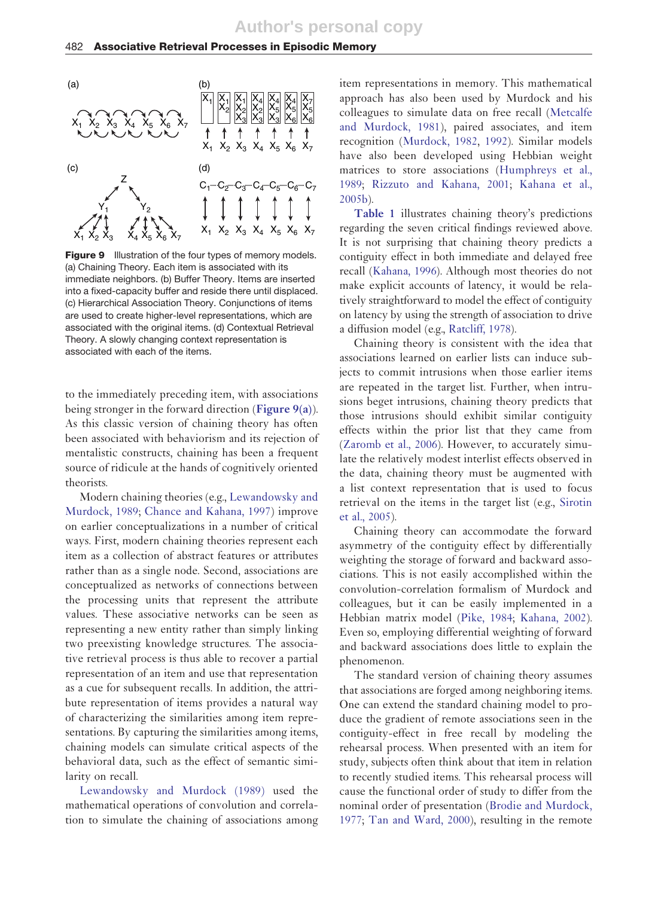**Figure 9** Illustration of the four types of memory models. (a) Chaining Theory. Each item is associated with its immediate neighbors. (b) Buffer Theory. Items are inserted into a fixed-capacity buffer and reside there until displaced. (c) Hierarchical Association Theory. Conjunctions of items are used to create higher-level representations, which are associated with the original items. (d) Contextual Retrieval Theory. A slowly changing context representation is associated with each of the items.

to the immediately preceding item, with associations being stronger in the forward direction (**Figure 9(a)**). As this classic version of chaining theory has often been associated with behaviorism and its rejection of mentalistic constructs, chaining has been a frequent source of ridicule at the hands of cognitively oriented theorists.

Modern chaining theories (e.g., Lewandowsky and Murdock, 1989; Chance and Kahana, 1997) improve on earlier conceptualizations in a number of critical ways. First, modern chaining theories represent each item as a collection of abstract features or attributes rather than as a single node. Second, associations are conceptualized as networks of connections between the processing units that represent the attribute values. These associative networks can be seen as representing a new entity rather than simply linking two preexisting knowledge structures. The associative retrieval process is thus able to recover a partial representation of an item and use that representation as a cue for subsequent recalls. In addition, the attribute representation of items provides a natural way of characterizing the similarities among item representations. By capturing the similarities among items, chaining models can simulate critical aspects of the behavioral data, such as the effect of semantic similarity on recall.

Lewandowsky and Murdock (1989) used the mathematical operations of convolution and correlation to simulate the chaining of associations among item representations in memory. This mathematical approach has also been used by Murdock and his colleagues to simulate data on free recall (Metcalfe and Murdock, 1981), paired associates, and item recognition (Murdock, 1982, 1992). Similar models have also been developed using Hebbian weight matrices to store associations (Humphreys et al., 1989; Rizzuto and Kahana, 2001; Kahana et al., 2005b).

**Table 1** illustrates chaining theory's predictions regarding the seven critical findings reviewed above. It is not surprising that chaining theory predicts a contiguity effect in both immediate and delayed free recall (Kahana, 1996). Although most theories do not make explicit accounts of latency, it would be relatively straightforward to model the effect of contiguity on latency by using the strength of association to drive a diffusion model (e.g., Ratcliff, 1978).

Chaining theory is consistent with the idea that associations learned on earlier lists can induce subjects to commit intrusions when those earlier items are repeated in the target list. Further, when intrusions beget intrusions, chaining theory predicts that those intrusions should exhibit similar contiguity effects within the prior list that they came from (Zaromb et al., 2006). However, to accurately simulate the relatively modest interlist effects observed in the data, chaining theory must be augmented with a list context representation that is used to focus retrieval on the items in the target list (e.g., Sirotin et al., 2005).

Chaining theory can accommodate the forward asymmetry of the contiguity effect by differentially weighting the storage of forward and backward associations. This is not easily accomplished within the convolution-correlation formalism of Murdock and colleagues, but it can be easily implemented in a Hebbian matrix model (Pike, 1984; Kahana, 2002). Even so, employing differential weighting of forward and backward associations does little to explain the phenomenon.

The standard version of chaining theory assumes that associations are forged among neighboring items. One can extend the standard chaining model to produce the gradient of remote associations seen in the contiguity-effect in free recall by modeling the rehearsal process. When presented with an item for study, subjects often think about that item in relation to recently studied items. This rehearsal process will cause the functional order of study to differ from the nominal order of presentation (Brodie and Murdock, 1977; Tan and Ward, 2000), resulting in the remote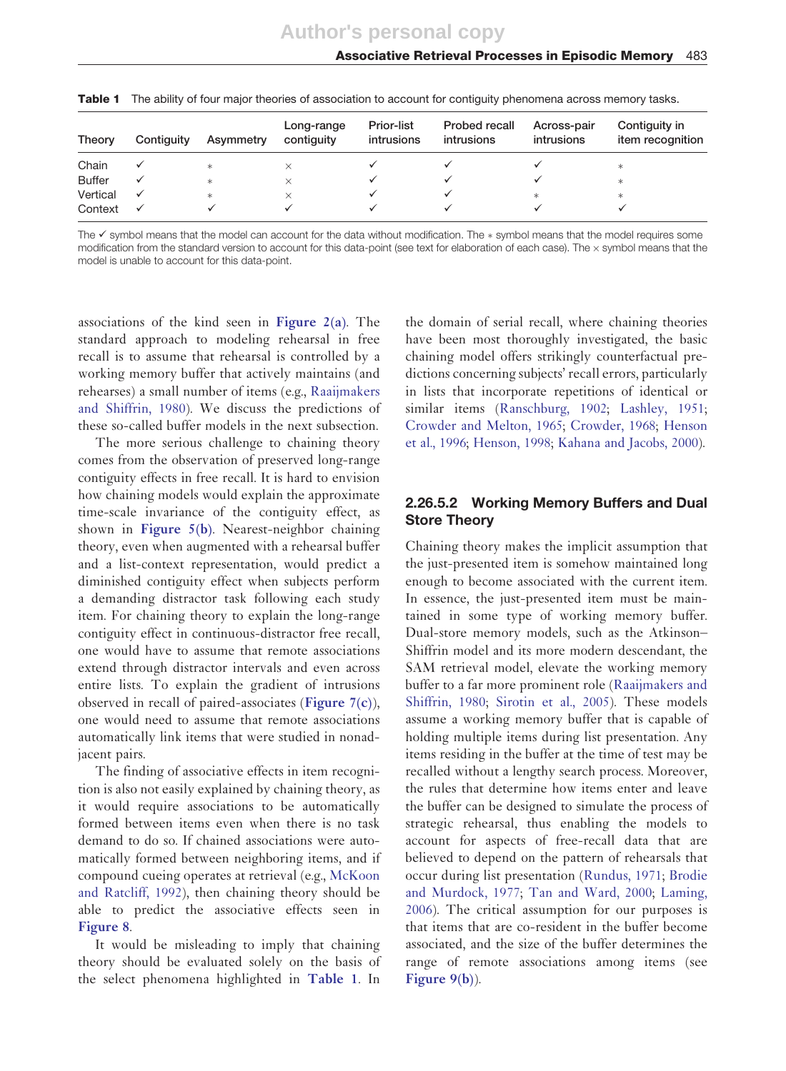**Table 1** The ability of four major theories of association to account for contiguity phenomena across memory tasks.

| Theory | Contiguity | Asymmetry | Long-range contiguity | Prior-list intrusions | Probed recall intrusions | Across-pair intrusions | Contiguity in item recognition |
|---|---|---|---|---|---|---|---|
| Chain | ✓ | * | × | ✓ | ✓ | ✓ | * |
| Buffer | ✓ | * | × | ✓ | ✓ | ✓ | * |
| Vertical | ✓ | * | × | ✓ | ✓ | * | * |
| Context | ✓ | ✓ | ✓ | ✓ | ✓ | ✓ | ✓ |

The ✓ symbol means that the model can account for the data without modification. The * symbol means that the model requires some modification from the standard version to account for this data-point (see text for elaboration of each case). The × symbol means that the model is unable to account for this data-point.

associations of the kind seen in Figure 2(a). The standard approach to modeling rehearsal in free recall is to assume that rehearsal is controlled by a working memory buffer that actively maintains (and rehearses) a small number of items (e.g., Raaijmakers and Shiffrin, 1980). We discuss the predictions of these so-called buffer models in the next subsection.

The more serious challenge to chaining theory comes from the observation of preserved long-range contiguity effects in free recall. It is hard to envision how chaining models would explain the approximate time-scale invariance of the contiguity effect, as shown in Figure 5(b). Nearest-neighbor chaining theory, even when augmented with a rehearsal buffer and a list-context representation, would predict a diminished contiguity effect when subjects perform a demanding distractor task following each study item. For chaining theory to explain the long-range contiguity effect in continuous-distractor free recall, one would have to assume that remote associations extend through distractor intervals and even across entire lists. To explain the gradient of intrusions observed in recall of paired-associates (Figure 7(c)), one would need to assume that remote associations automatically link items that were studied in nonadjacent pairs.

The finding of associative effects in item recognition is also not easily explained by chaining theory, as it would require associations to be automatically formed between items even when there is no task demand to do so. If chained associations were automatically formed between neighboring items, and if compound cueing operates at retrieval (e.g., McKoon and Ratcliff, 1992), then chaining theory should be able to predict the associative effects seen in Figure 8.

It would be misleading to imply that chaining theory should be evaluated solely on the basis of the select phenomena highlighted in Table 1. In the domain of serial recall, where chaining theories have been most thoroughly investigated, the basic chaining model offers strikingly counterfactual predictions concerning subjects' recall errors, particularly in lists that incorporate repetitions of identical or similar items (Ranschburg, 1902; Lashley, 1951; Crowder and Melton, 1965; Crowder, 1968; Henson et al., 1996; Henson, 1998; Kahana and Jacobs, 2000).

### 2.26.5.2 Working Memory Buffers and Dual Store Theory

Chaining theory makes the implicit assumption that the just-presented item is somehow maintained long enough to become associated with the current item. In essence, the just-presented item must be maintained in some type of working memory buffer. Dual-store memory models, such as the Atkinson–Shiffrin model and its more modern descendant, the SAM retrieval model, elevate the working memory buffer to a far more prominent role (Raaijmakers and Shiffrin, 1980; Sirotin et al., 2005). These models assume a working memory buffer that is capable of holding multiple items during list presentation. Any items residing in the buffer at the time of test may be recalled without a lengthy search process. Moreover, the rules that determine how items enter and leave the buffer can be designed to simulate the process of strategic rehearsal, thus enabling the models to account for aspects of free-recall data that are believed to depend on the pattern of rehearsals that occur during list presentation (Rundus, 1971; Brodie and Murdock, 1977; Tan and Ward, 2000; Laming, 2006). The critical assumption for our purposes is that items that are co-resident in the buffer become associated, and the size of the buffer determines the range of remote associations among items (see Figure 9(b)).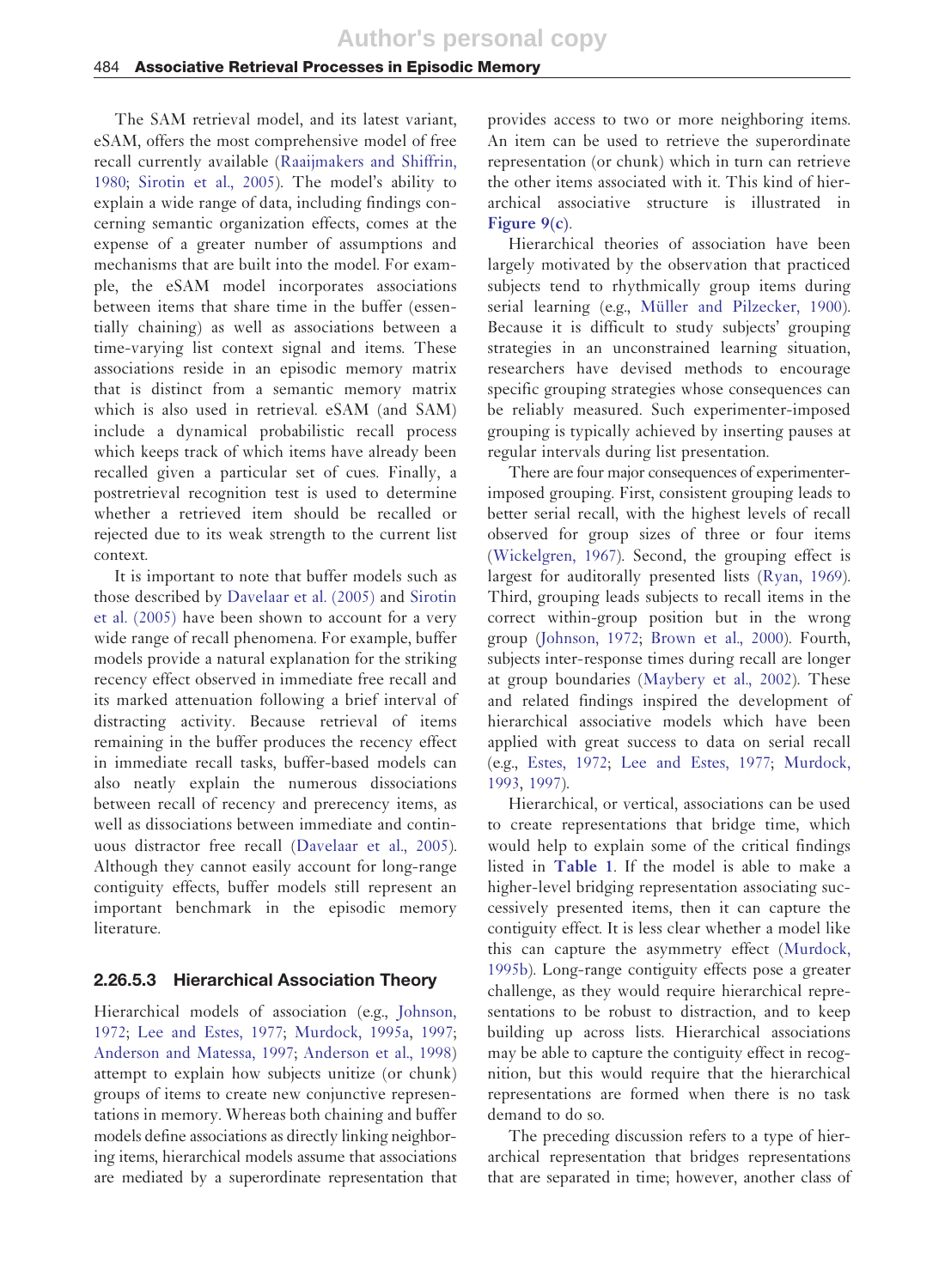The SAM retrieval model, and its latest variant, eSAM, offers the most comprehensive model of free recall currently available (Raaijmakers and Shiffrin, 1980; Sirotin et al., 2005). The model's ability to explain a wide range of data, including findings concerning semantic organization effects, comes at the expense of a greater number of assumptions and mechanisms that are built into the model. For example, the eSAM model incorporates associations between items that share time in the buffer (essentially chaining) as well as associations between a time-varying list context signal and items. These associations reside in an episodic memory matrix that is distinct from a semantic memory matrix which is also used in retrieval. eSAM (and SAM) include a dynamical probabilistic recall process which keeps track of which items have already been recalled given a particular set of cues. Finally, a postretrieval recognition test is used to determine whether a retrieved item should be recalled or rejected due to its weak strength to the current list context.

It is important to note that buffer models such as those described by Davelaar et al. (2005) and Sirotin et al. (2005) have been shown to account for a very wide range of recall phenomena. For example, buffer models provide a natural explanation for the striking recency effect observed in immediate free recall and its marked attenuation following a brief interval of distracting activity. Because retrieval of items remaining in the buffer produces the recency effect in immediate recall tasks, buffer-based models can also neatly explain the numerous dissociations between recall of recency and prerecency items, as well as dissociations between immediate and continuous distractor free recall (Davelaar et al., 2005). Although they cannot easily account for long-range contiguity effects, buffer models still represent an important benchmark in the episodic memory literature.

### 2.26.5.3 Hierarchical Association Theory

Hierarchical models of association (e.g., Johnson, 1972; Lee and Estes, 1977; Murdock, 1995a, 1997; Anderson and Matessa, 1997; Anderson et al., 1998) attempt to explain how subjects unitize (or chunk) groups of items to create new conjunctive representations in memory. Whereas both chaining and buffer models define associations as directly linking neighboring items, hierarchical models assume that associations are mediated by a superordinate representation that provides access to two or more neighboring items. An item can be used to retrieve the superordinate representation (or chunk) which in turn can retrieve the other items associated with it. This kind of hierarchical associative structure is illustrated in Figure 9(c).

Hierarchical theories of association have been largely motivated by the observation that practiced subjects tend to rhythmically group items during serial learning (e.g., Müller and Pilzecker, 1900). Because it is difficult to study subjects' grouping strategies in an unconstrained learning situation, researchers have devised methods to encourage specific grouping strategies whose consequences can be reliably measured. Such experimenter-imposed grouping is typically achieved by inserting pauses at regular intervals during list presentation.

There are four major consequences of experimenter-imposed grouping. First, consistent grouping leads to better serial recall, with the highest levels of recall observed for group sizes of three or four items (Wickelgren, 1967). Second, the grouping effect is largest for auditorally presented lists (Ryan, 1969). Third, grouping leads subjects to recall items in the correct within-group position but in the wrong group (Johnson, 1972; Brown et al., 2000). Fourth, subjects inter-response times during recall are longer at group boundaries (Maybery et al., 2002). These and related findings inspired the development of hierarchical associative models which have been applied with great success to data on serial recall (e.g., Estes, 1972; Lee and Estes, 1977; Murdock, 1993, 1997).

Hierarchical, or vertical, associations can be used to create representations that bridge time, which would help to explain some of the critical findings listed in **Table 1**. If the model is able to make a higher-level bridging representation associating successively presented items, then it can capture the contiguity effect. It is less clear whether a model like this can capture the asymmetry effect (Murdock, 1995b). Long-range contiguity effects pose a greater challenge, as they would require hierarchical representations to be robust to distraction, and to keep building up across lists. Hierarchical associations may be able to capture the contiguity effect in recognition, but this would require that the hierarchical representations are formed when there is no task demand to do so.

The preceding discussion refers to a type of hierarchical representation that bridges representations that are separated in time; however, another class of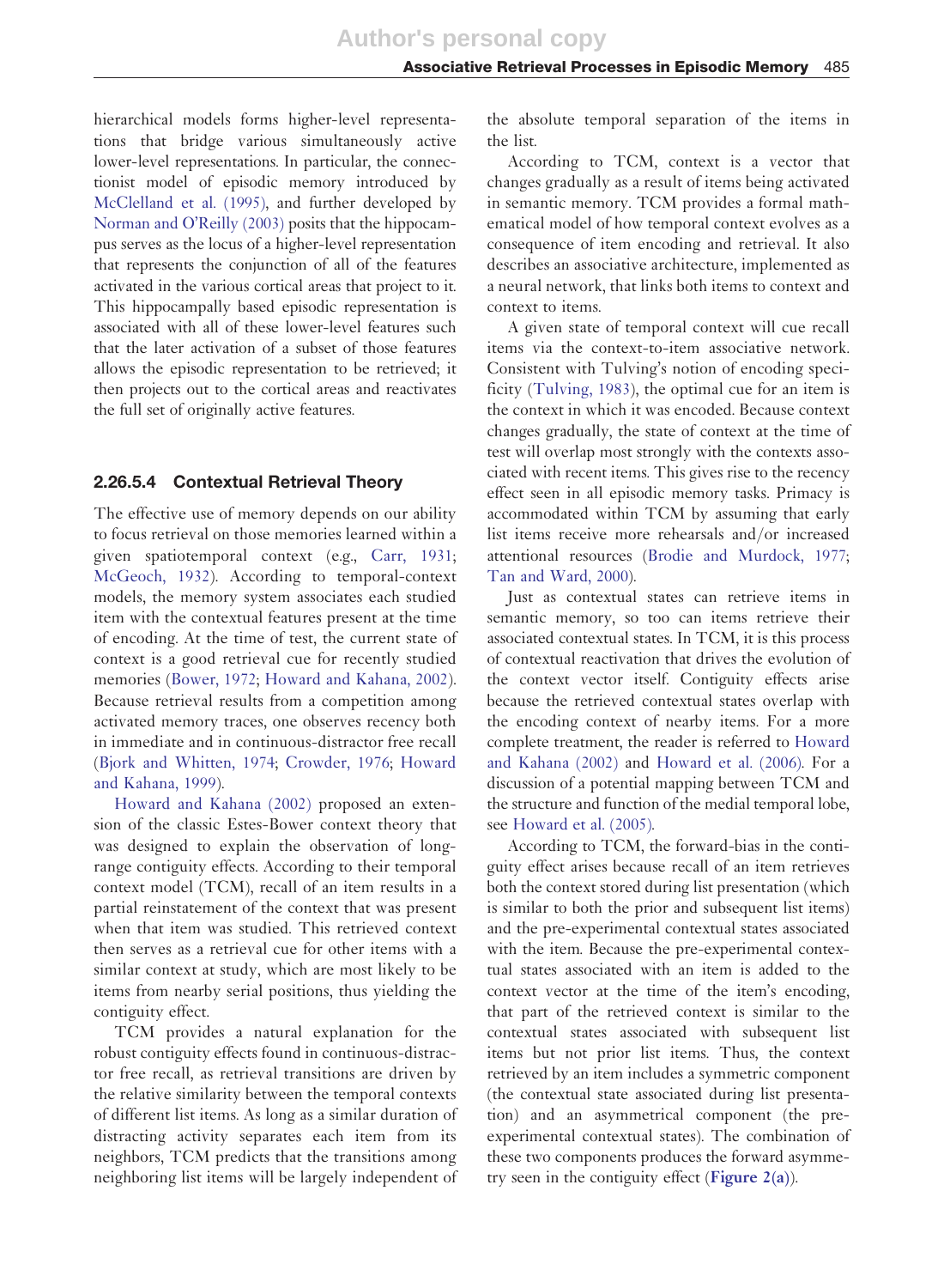hierarchical models forms higher-level representations that bridge various simultaneously active lower-level representations. In particular, the connectionist model of episodic memory introduced by McClelland et al. (1995), and further developed by Norman and O'Reilly (2003) posits that the hippocampus serves as the locus of a higher-level representation that represents the conjunction of all of the features activated in the various cortical areas that project to it. This hippocampally based episodic representation is associated with all of these lower-level features such that the later activation of a subset of those features allows the episodic representation to be retrieved; it then projects out to the cortical areas and reactivates the full set of originally active features.

### 2.26.5.4 Contextual Retrieval Theory

The effective use of memory depends on our ability to focus retrieval on those memories learned within a given spatiotemporal context (e.g., Carr, 1931; McGeoch, 1932). According to temporal-context models, the memory system associates each studied item with the contextual features present at the time of encoding. At the time of test, the current state of context is a good retrieval cue for recently studied memories (Bower, 1972; Howard and Kahana, 2002). Because retrieval results from a competition among activated memory traces, one observes recency both in immediate and in continuous-distractor free recall (Bjork and Whitten, 1974; Crowder, 1976; Howard and Kahana, 1999).

Howard and Kahana (2002) proposed an extension of the classic Estes-Bower context theory that was designed to explain the observation of long-range contiguity effects. According to their temporal context model (TCM), recall of an item results in a partial reinstatement of the context that was present when that item was studied. This retrieved context then serves as a retrieval cue for other items with a similar context at study, which are most likely to be items from nearby serial positions, thus yielding the contiguity effect.

TCM provides a natural explanation for the robust contiguity effects found in continuous-distractor free recall, as retrieval transitions are driven by the relative similarity between the temporal contexts of different list items. As long as a similar duration of distracting activity separates each item from its neighbors, TCM predicts that the transitions among neighboring list items will be largely independent of the absolute temporal separation of the items in the list.

According to TCM, context is a vector that changes gradually as a result of items being activated in semantic memory. TCM provides a formal mathematical model of how temporal context evolves as a consequence of item encoding and retrieval. It also describes an associative architecture, implemented as a neural network, that links both items to context and context to items.

A given state of temporal context will cue recall items via the context-to-item associative network. Consistent with Tulving's notion of encoding specificity (Tulving, 1983), the optimal cue for an item is the context in which it was encoded. Because context changes gradually, the state of context at the time of test will overlap most strongly with the contexts associated with recent items. This gives rise to the recency effect seen in all episodic memory tasks. Primacy is accommodated within TCM by assuming that early list items receive more rehearsals and/or increased attentional resources (Brodie and Murdock, 1977; Tan and Ward, 2000).

Just as contextual states can retrieve items in semantic memory, so too can items retrieve their associated contextual states. In TCM, it is this process of contextual reactivation that drives the evolution of the context vector itself. Contiguity effects arise because the retrieved contextual states overlap with the encoding context of nearby items. For a more complete treatment, the reader is referred to Howard and Kahana (2002) and Howard et al. (2006). For a discussion of a potential mapping between TCM and the structure and function of the medial temporal lobe, see Howard et al. (2005).

According to TCM, the forward-bias in the contiguity effect arises because recall of an item retrieves both the context stored during list presentation (which is similar to both the prior and subsequent list items) and the pre-experimental contextual states associated with the item. Because the pre-experimental contextual states associated with an item is added to the context vector at the time of the item's encoding, that part of the retrieved context is similar to the contextual states associated with subsequent list items but not prior list items. Thus, the context retrieved by an item includes a symmetric component (the contextual state associated during list presentation) and an asymmetrical component (the pre-experimental contextual states). The combination of these two components produces the forward asymmetry seen in the contiguity effect (**Figure 2(a)**).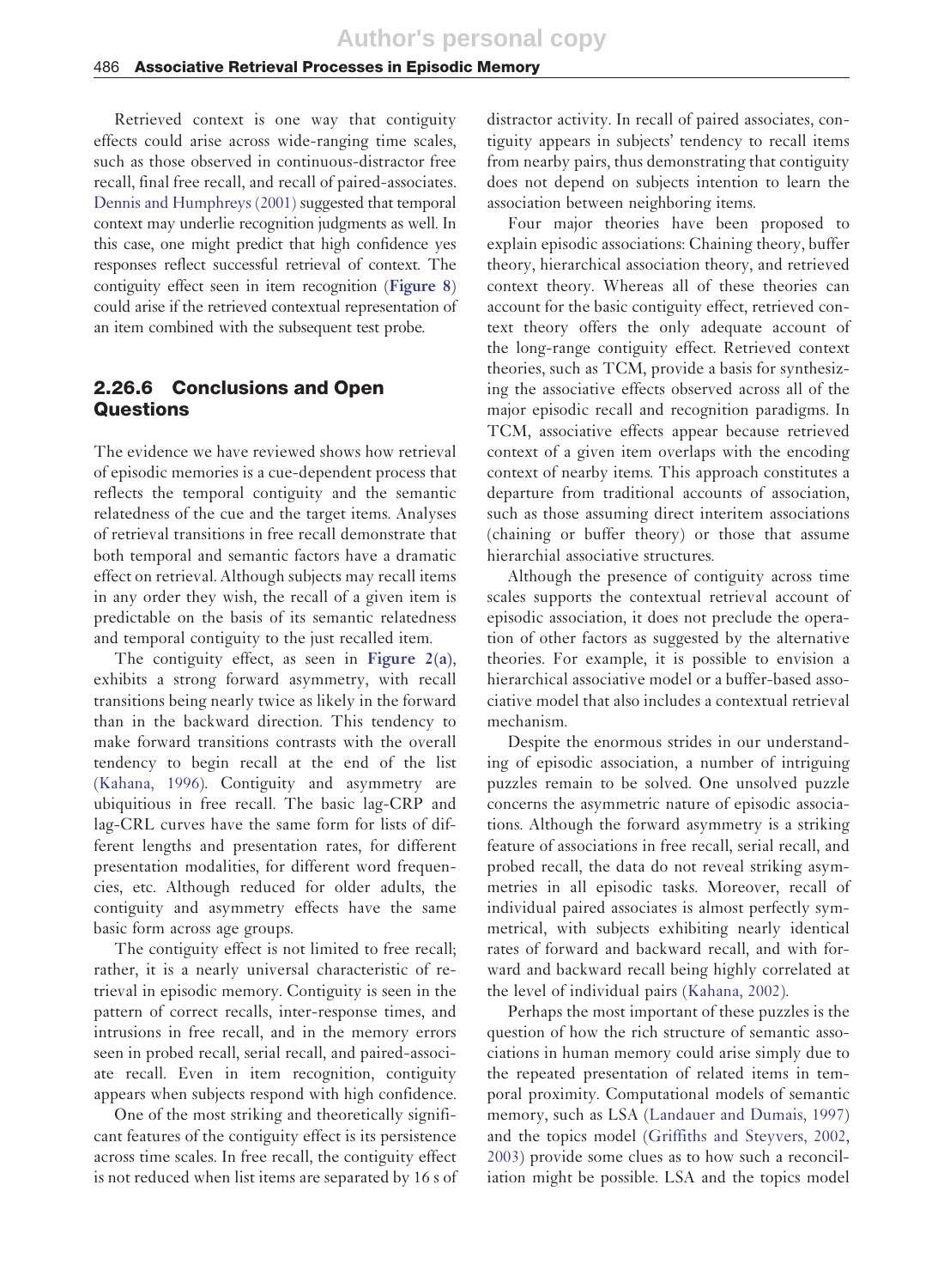Retrieved context is one way that contiguity effects could arise across wide-ranging time scales, such as those observed in continuous-distractor free recall, final free recall, and recall of paired-associates. Dennis and Humphreys (2001) suggested that temporal context may underlie recognition judgments as well. In this case, one might predict that high confidence yes responses reflect successful retrieval of context. The contiguity effect seen in item recognition (**Figure 8**) could arise if the retrieved contextual representation of an item combined with the subsequent test probe.

## 2.26.6 Conclusions and Open Questions

The evidence we have reviewed shows how retrieval of episodic memories is a cue-dependent process that reflects the temporal contiguity and the semantic relatedness of the cue and the target items. Analyses of retrieval transitions in free recall demonstrate that both temporal and semantic factors have a dramatic effect on retrieval. Although subjects may recall items in any order they wish, the recall of a given item is predictable on the basis of its semantic relatedness and temporal contiguity to the just recalled item.

The contiguity effect, as seen in **Figure 2(a)**, exhibits a strong forward asymmetry, with recall transitions being nearly twice as likely in the forward than in the backward direction. This tendency to make forward transitions contrasts with the overall tendency to begin recall at the end of the list (Kahana, 1996). Contiguity and asymmetry are ubiquitious in free recall. The basic lag-CRP and lag-CRL curves have the same form for lists of different lengths and presentation rates, for different presentation modalities, for different word frequencies, etc. Although reduced for older adults, the contiguity and asymmetry effects have the same basic form across age groups.

The contiguity effect is not limited to free recall; rather, it is a nearly universal characteristic of retrieval in episodic memory. Contiguity is seen in the pattern of correct recalls, inter-response times, and intrusions in free recall, and in the memory errors seen in probed recall, serial recall, and paired-associate recall. Even in item recognition, contiguity appears when subjects respond with high confidence.

One of the most striking and theoretically significant features of the contiguity effect is its persistence across time scales. In free recall, the contiguity effect is not reduced when list items are separated by 16 s of distractor activity. In recall of paired associates, contiguity appears in subjects' tendency to recall items from nearby pairs, thus demonstrating that contiguity does not depend on subjects intention to learn the association between neighboring items.

Four major theories have been proposed to explain episodic associations: Chaining theory, buffer theory, hierarchical association theory, and retrieved context theory. Whereas all of these theories can account for the basic contiguity effect, retrieved context theory offers the only adequate account of the long-range contiguity effect. Retrieved context theories, such as TCM, provide a basis for synthesizing the associative effects observed across all of the major episodic recall and recognition paradigms. In TCM, associative effects appear because retrieved context of a given item overlaps with the encoding context of nearby items. This approach constitutes a departure from traditional accounts of association, such as those assuming direct interitem associations (chaining or buffer theory) or those that assume hierarchial associative structures.

Although the presence of contiguity across time scales supports the contextual retrieval account of episodic association, it does not preclude the operation of other factors as suggested by the alternative theories. For example, it is possible to envision a hierarchical associative model or a buffer-based associative model that also includes a contextual retrieval mechanism.

Despite the enormous strides in our understanding of episodic association, a number of intriguing puzzles remain to be solved. One unsolved puzzle concerns the asymmetric nature of episodic associations. Although the forward asymmetry is a striking feature of associations in free recall, serial recall, and probed recall, the data do not reveal striking asymmetries in all episodic tasks. Moreover, recall of individual paired associates is almost perfectly symmetrical, with subjects exhibiting nearly identical rates of forward and backward recall, and with forward and backward recall being highly correlated at the level of individual pairs (Kahana, 2002).

Perhaps the most important of these puzzles is the question of how the rich structure of semantic associations in human memory could arise simply due to the repeated presentation of related items in temporal proximity. Computational models of semantic memory, such as LSA (Landauer and Dumais, 1997) and the topics model (Griffiths and Steyvers, 2002, 2003) provide some clues as to how such a reconciliation might be possible. LSA and the topics model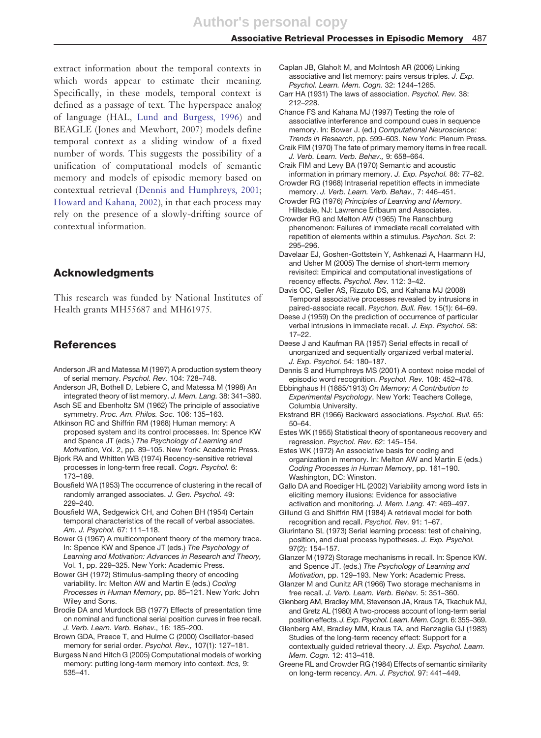extract information about the temporal contexts in which words appear to estimate their meaning. Specifically, in these models, temporal context is defined as a passage of text. The hyperspace analog of language (HAL, Lund and Burgess, 1996) and BEAGLE (Jones and Mewhort, 2007) models define temporal context as a sliding window of a fixed number of words. This suggests the possibility of a unification of computational models of semantic memory and models of episodic memory based on contextual retrieval (Dennis and Humphreys, 2001; Howard and Kahana, 2002), in that each process may rely on the presence of a slowly-drifting source of contextual information.

## Acknowledgments

This research was funded by National Institutes of Health grants MH55687 and MH61975.

## References

Anderson JR and Matessa M (1997) A production system theory of serial memory. *Psychol. Rev.* 104: 728–748.

Anderson JR, Bothell D, Lebiere C, and Matessa M (1998) An integrated theory of list memory. *J. Mem. Lang.* 38: 341–380.

Asch SE and Ebenholtz SM (1962) The principle of associative symmetry. *Proc. Am. Philos. Soc.* 106: 135–163.

Atkinson RC and Shiffrin RM (1968) Human memory: A proposed system and its control processes. In: Spence KW and Spence JT (eds.) *The Psychology of Learning and Motivation,* Vol. 2, pp. 89–105. New York: Academic Press.

Bjork RA and Whitten WB (1974) Recency-sensitive retrieval processes in long-term free recall. *Cogn. Psychol.* 6: 173–189.

Bousfield WA (1953) The occurrence of clustering in the recall of randomly arranged associates. *J. Gen. Psychol.* 49: 229–240.

Bousfield WA, Sedgewick CH, and Cohen BH (1954) Certain temporal characteristics of the recall of verbal associates. *Am. J. Psychol.* 67: 111–118.

Bower G (1967) A multicomponent theory of the memory trace. In: Spence KW and Spence JT (eds.) *The Psychology of Learning and Motivation: Advances in Research and Theory,* Vol. 1, pp. 229–325. New York: Academic Press.

Bower GH (1972) Stimulus-sampling theory of encoding variability. In: Melton AW and Martin E (eds.) *Coding Processes in Human Memory*, pp. 85–121. New York: John Wiley and Sons.

Brodie DA and Murdock BB (1977) Effects of presentation time on nominal and functional serial position curves in free recall. *J. Verb. Learn. Verb. Behav.,* 16: 185–200.

Brown GDA, Preece T, and Hulme C (2000) Oscillator-based memory for serial order. *Psychol. Rev.,* 107(1): 127–181.

Burgess N and Hitch G (2005) Computational models of working memory: putting long-term memory into context. *tics,* 9: 535–41.

Caplan JB, Glaholt M, and McIntosh AR (2006) Linking associative and list memory: pairs versus triples. *J. Exp. Psychol. Learn. Mem. Cogn.* 32: 1244–1265.

Carr HA (1931) The laws of association. *Psychol. Rev.* 38: 212–228.

Chance FS and Kahana MJ (1997) Testing the role of associative interference and compound cues in sequence memory. In: Bower J. (ed.) *Computational Neuroscience: Trends in Research*, pp. 599–603. New York: Plenum Press.

Craik FIM (1970) The fate of primary memory items in free recall. *J. Verb. Learn. Verb. Behav.,* 9: 658–664.

Craik FIM and Levy BA (1970) Semantic and acoustic information in primary memory. *J. Exp. Psychol.* 86: 77–82.

Crowder RG (1968) Intraserial repetition effects in immediate memory. *J. Verb. Learn. Verb. Behav.,* 7: 446–451.

Crowder RG (1976) *Principles of Learning and Memory*. Hillsdale, NJ: Lawrence Erlbaum and Associates.

Crowder RG and Melton AW (1965) The Ranschburg phenomenon: Failures of immediate recall correlated with repetition of elements within a stimulus. *Psychon. Sci.* 2: 295–296.

Davelaar EJ, Goshen-Gottstein Y, Ashkenazi A, Haarmann HJ, and Usher M (2005) The demise of short-term memory revisited: Empirical and computational investigations of recency effects. *Psychol. Rev.* 112: 3–42.

Davis OC, Geller AS, Rizzuto DS, and Kahana MJ (2008) Temporal associative processes revealed by intrusions in paired-associate recall. *Psychon. Bull. Rev.* 15(1): 64–69.

Deese J (1959) On the prediction of occurrence of particular verbal intrusions in immediate recall. *J. Exp. Psychol.* 58: 17–22.

Deese J and Kaufman RA (1957) Serial effects in recall of unorganized and sequentially organized verbal material. *J. Exp. Psychol.* 54: 180–187.

Dennis S and Humphreys MS (2001) A context noise model of episodic word recognition. *Psychol. Rev.* 108: 452–478.

Ebbinghaus H (1885/1913) *On Memory: A Contribution to Experimental Psychology*. New York: Teachers College, Columbia University.

Ekstrand BR (1966) Backward associations. *Psychol. Bull.* 65: 50–64.

Estes WK (1955) Statistical theory of spontaneous recovery and regression. *Psychol. Rev.* 62: 145–154.

Estes WK (1972) An associative basis for coding and organization in memory. In: Melton AW and Martin E (eds.) *Coding Processes in Human Memory*, pp. 161–190. Washington, DC: Winston.

Gallo DA and Roediger HL (2002) Variability among word lists in eliciting memory illusions: Evidence for associative activation and monitoring. *J. Mem. Lang.* 47: 469–497.

Gillund G and Shiffrin RM (1984) A retrieval model for both recognition and recall. *Psychol. Rev.* 91: 1–67.

Giurintano SL (1973) Serial learning process: test of chaining, position, and dual process hypotheses. *J. Exp. Psychol.* 97(2): 154–157.

Glanzer M (1972) Storage mechanisms in recall. In: Spence KW. and Spence JT. (eds.) *The Psychology of Learning and Motivation*, pp. 129–193. New York: Academic Press.

Glanzer M and Cunitz AR (1966) Two storage mechanisms in free recall. *J. Verb. Learn. Verb. Behav.* 5: 351–360.

Glenberg AM, Bradley MM, Stevenson JA, Kraus TA, Tkachuk MJ, and Gretz AL (1980) A two-process account of long-term serial position effects. *J. Exp. Psychol. Learn. Mem. Cogn.* 6: 355–369.

Glenberg AM, Bradley MM, Kraus TA, and Renzaglia GJ (1983) Studies of the long-term recency effect: Support for a contextually guided retrieval theory. *J. Exp. Psychol. Learn. Mem. Cogn.* 12: 413–418.

Greene RL and Crowder RG (1984) Effects of semantic similarity on long-term recency. *Am. J. Psychol.* 97: 441–449.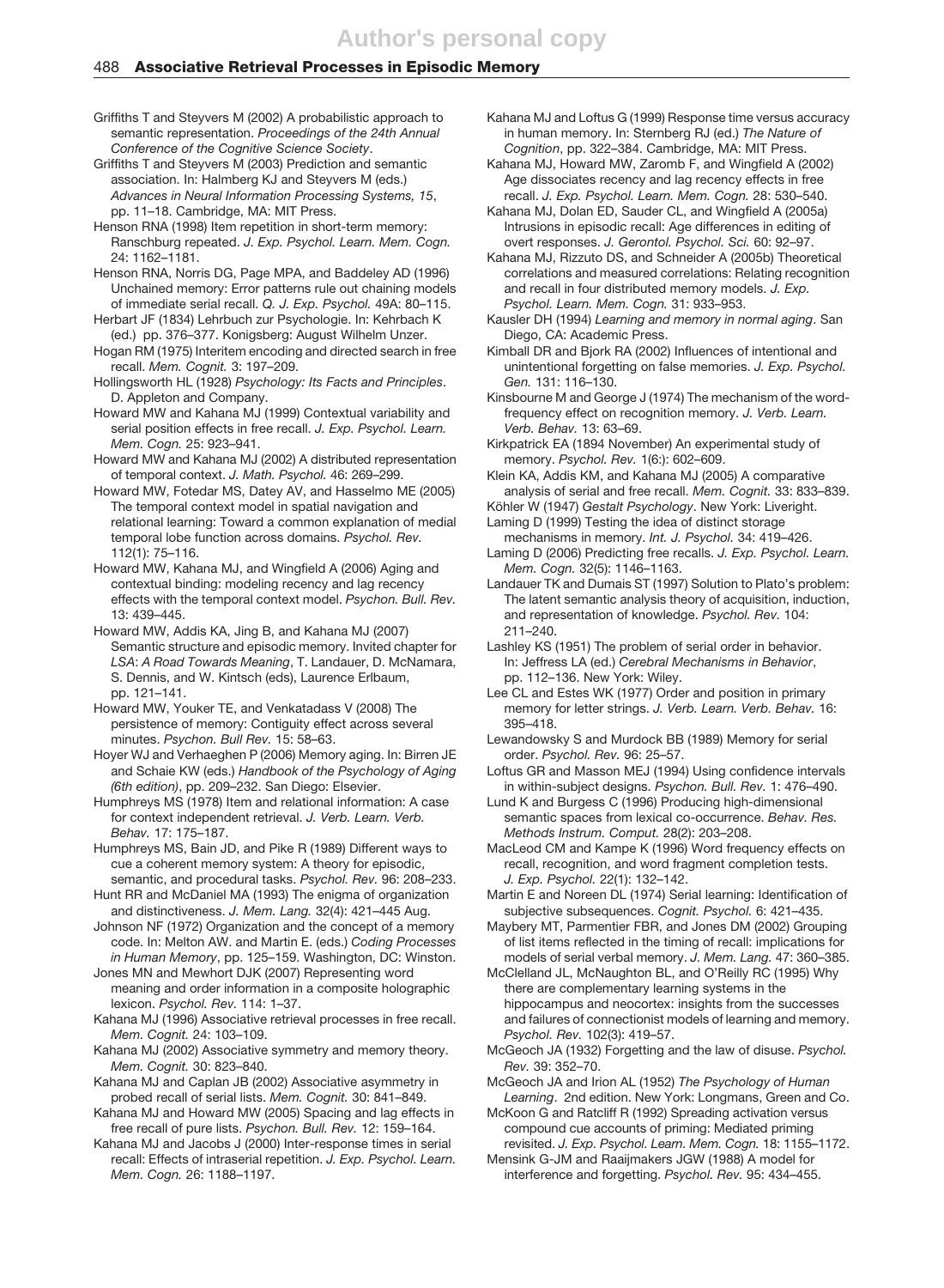Griffiths T and Steyvers M (2002) A probabilistic approach to semantic representation. *Proceedings of the 24th Annual Conference of the Cognitive Science Society*.

Griffiths T and Steyvers M (2003) Prediction and semantic association. In: Halmberg KJ and Steyvers M (eds.) *Advances in Neural Information Processing Systems, 15*, pp. 11–18. Cambridge, MA: MIT Press.

Henson RNA (1998) Item repetition in short-term memory: Ranschburg repeated. *J. Exp. Psychol. Learn. Mem. Cogn.* 24: 1162–1181.

Henson RNA, Norris DG, Page MPA, and Baddeley AD (1996) Unchained memory: Error patterns rule out chaining models of immediate serial recall. *Q. J. Exp. Psychol.* 49A: 80–115.

Herbart JF (1834) Lehrbuch zur Psychologie. In: Kehrbach K (ed.) pp. 376–377. Konigsberg: August Wilhelm Unzer.

Hogan RM (1975) Interitem encoding and directed search in free recall. *Mem. Cognit.* 3: 197–209.

Hollingsworth HL (1928) *Psychology: Its Facts and Principles*. D. Appleton and Company.

Howard MW and Kahana MJ (1999) Contextual variability and serial position effects in free recall. *J. Exp. Psychol. Learn. Mem. Cogn.* 25: 923–941.

Howard MW and Kahana MJ (2002) A distributed representation of temporal context. *J. Math. Psychol.* 46: 269–299.

Howard MW, Fotedar MS, Datey AV, and Hasselmo ME (2005) The temporal context model in spatial navigation and relational learning: Toward a common explanation of medial temporal lobe function across domains. *Psychol. Rev.* 112(1): 75–116.

Howard MW, Kahana MJ, and Wingfield A (2006) Aging and contextual binding: modeling recency and lag recency effects with the temporal context model. *Psychon. Bull. Rev.* 13: 439–445.

Howard MW, Addis KA, Jing B, and Kahana MJ (2007) Semantic structure and episodic memory. Invited chapter for *LSA*: *A Road Towards Meaning*, T. Landauer, D. McNamara, S. Dennis, and W. Kintsch (eds), Laurence Erlbaum, pp. 121–141.

Howard MW, Youker TE, and Venkatadass V (2008) The persistence of memory: Contiguity effect across several minutes. *Psychon. Bull Rev.* 15: 58–63.

Hoyer WJ and Verhaeghen P (2006) Memory aging. In: Birren JE and Schaie KW (eds.) *Handbook of the Psychology of Aging (6th edition)*, pp. 209–232. San Diego: Elsevier.

Humphreys MS (1978) Item and relational information: A case for context independent retrieval. *J. Verb. Learn. Verb. Behav.* 17: 175–187.

Humphreys MS, Bain JD, and Pike R (1989) Different ways to cue a coherent memory system: A theory for episodic, semantic, and procedural tasks. *Psychol. Rev.* 96: 208–233.

Hunt RR and McDaniel MA (1993) The enigma of organization and distinctiveness. *J. Mem. Lang.* 32(4): 421–445 Aug.

Johnson NF (1972) Organization and the concept of a memory code. In: Melton AW. and Martin E. (eds.) *Coding Processes in Human Memory*, pp. 125–159. Washington, DC: Winston.

Jones MN and Mewhort DJK (2007) Representing word meaning and order information in a composite holographic lexicon. *Psychol. Rev.* 114: 1–37.

Kahana MJ (1996) Associative retrieval processes in free recall. *Mem. Cognit.* 24: 103–109.

Kahana MJ (2002) Associative symmetry and memory theory. *Mem. Cognit.* 30: 823–840.

Kahana MJ and Caplan JB (2002) Associative asymmetry in probed recall of serial lists. *Mem. Cognit.* 30: 841–849.

Kahana MJ and Howard MW (2005) Spacing and lag effects in free recall of pure lists. *Psychon. Bull. Rev.* 12: 159–164.

Kahana MJ and Jacobs J (2000) Inter-response times in serial recall: Effects of intraserial repetition. *J. Exp. Psychol. Learn. Mem. Cogn.* 26: 1188–1197.

Kahana MJ and Loftus G (1999) Response time versus accuracy in human memory. In: Sternberg RJ (ed.) *The Nature of Cognition*, pp. 322–384. Cambridge, MA: MIT Press.

Kahana MJ, Howard MW, Zaromb F, and Wingfield A (2002) Age dissociates recency and lag recency effects in free recall. *J. Exp. Psychol. Learn. Mem. Cogn.* 28: 530–540.

Kahana MJ, Dolan ED, Sauder CL, and Wingfield A (2005a) Intrusions in episodic recall: Age differences in editing of overt responses. *J. Gerontol. Psychol. Sci.* 60: 92–97.

Kahana MJ, Rizzuto DS, and Schneider A (2005b) Theoretical correlations and measured correlations: Relating recognition and recall in four distributed memory models. *J. Exp. Psychol. Learn. Mem. Cogn.* 31: 933–953.

Kausler DH (1994) *Learning and memory in normal aging*. San Diego, CA: Academic Press.

Kimball DR and Bjork RA (2002) Influences of intentional and unintentional forgetting on false memories. *J. Exp. Psychol. Gen.* 131: 116–130.

Kinsbourne M and George J (1974) The mechanism of the word-frequency effect on recognition memory. *J. Verb. Learn. Verb. Behav.* 13: 63–69.

Kirkpatrick EA (1894 November) An experimental study of memory. *Psychol. Rev.* 1(6:): 602–609.

Klein KA, Addis KM, and Kahana MJ (2005) A comparative analysis of serial and free recall. *Mem. Cognit.* 33: 833–839.

Köhler W (1947) *Gestalt Psychology*. New York: Liveright.

Laming D (1999) Testing the idea of distinct storage mechanisms in memory. *Int. J. Psychol.* 34: 419–426.

Laming D (2006) Predicting free recalls. *J. Exp. Psychol. Learn. Mem. Cogn.* 32(5): 1146–1163.

Landauer TK and Dumais ST (1997) Solution to Plato's problem: The latent semantic analysis theory of acquisition, induction, and representation of knowledge. *Psychol. Rev.* 104: 211–240.

Lashley KS (1951) The problem of serial order in behavior. In: Jeffress LA (ed.) *Cerebral Mechanisms in Behavior*, pp. 112–136. New York: Wiley.

Lee CL and Estes WK (1977) Order and position in primary memory for letter strings. *J. Verb. Learn. Verb. Behav.* 16: 395–418.

Lewandowsky S and Murdock BB (1989) Memory for serial order. *Psychol. Rev.* 96: 25–57.

Loftus GR and Masson MEJ (1994) Using confidence intervals in within-subject designs. *Psychon. Bull. Rev.* 1: 476–490.

Lund K and Burgess C (1996) Producing high-dimensional semantic spaces from lexical co-occurrence. *Behav. Res. Methods Instrum. Comput.* 28(2): 203–208.

MacLeod CM and Kampe K (1996) Word frequency effects on recall, recognition, and word fragment completion tests. *J. Exp. Psychol.* 22(1): 132–142.

Martin E and Noreen DL (1974) Serial learning: Identification of subjective subsequences. *Cognit. Psychol.* 6: 421–435.

Maybery MT, Parmentier FBR, and Jones DM (2002) Grouping of list items reflected in the timing of recall: implications for models of serial verbal memory. *J. Mem. Lang.* 47: 360–385.

McClelland JL, McNaughton BL, and O'Reilly RC (1995) Why there are complementary learning systems in the hippocampus and neocortex: insights from the successes and failures of connectionist models of learning and memory. *Psychol. Rev.* 102(3): 419–57.

McGeoch JA (1932) Forgetting and the law of disuse. *Psychol. Rev.* 39: 352–70.

McGeoch JA and Irion AL (1952) *The Psychology of Human Learning*. 2nd edition. New York: Longmans, Green and Co.

McKoon G and Ratcliff R (1992) Spreading activation versus compound cue accounts of priming: Mediated priming revisited. *J. Exp. Psychol. Learn. Mem. Cogn.* 18: 1155–1172.

Mensink G-JM and Raaijmakers JGW (1988) A model for interference and forgetting. *Psychol. Rev.* 95: 434–455.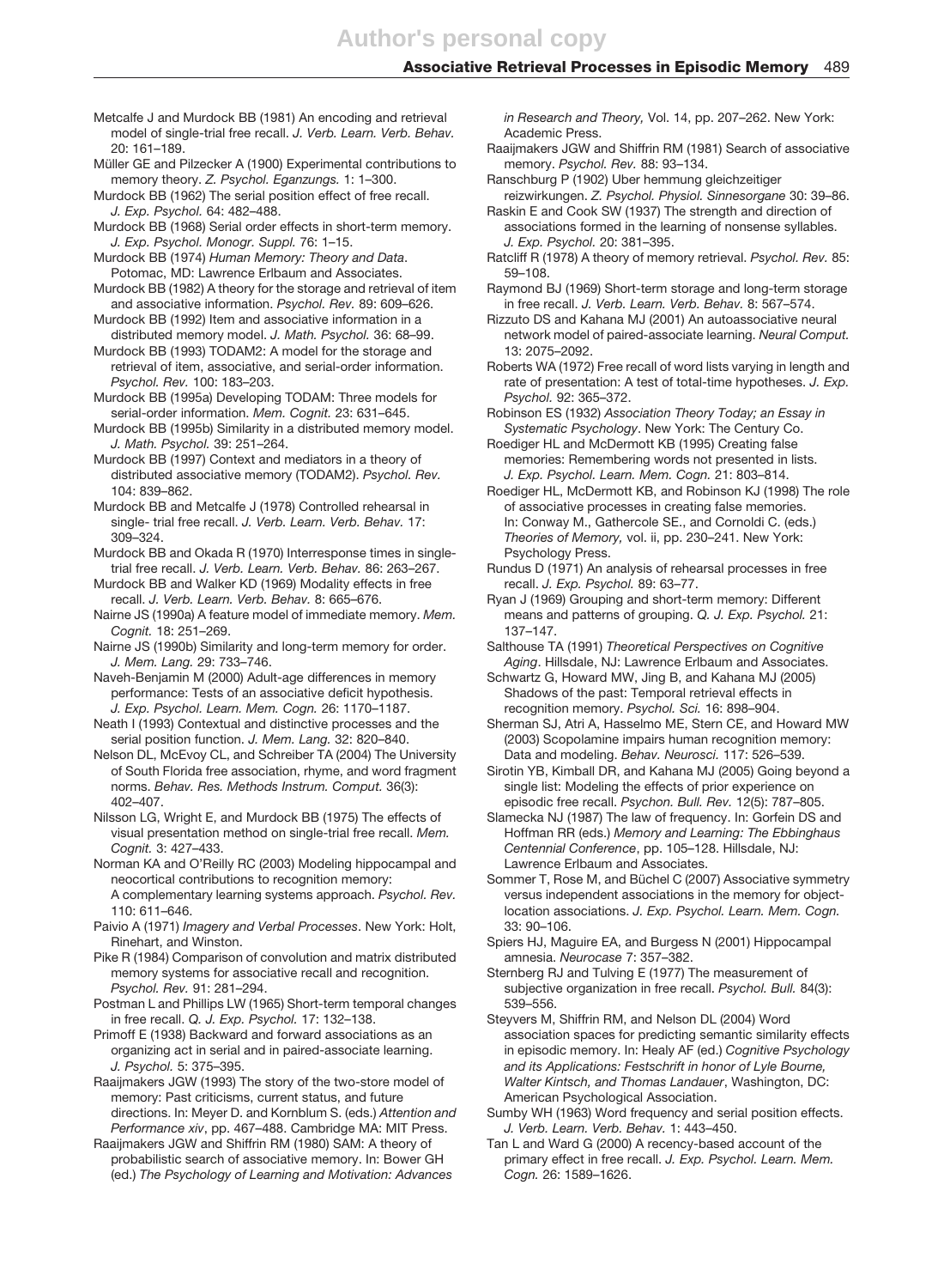Metcalfe J and Murdock BB (1981) An encoding and retrieval model of single-trial free recall. *J. Verb. Learn. Verb. Behav.* 20: 161–189.

Müller GE and Pilzecker A (1900) Experimental contributions to memory theory. *Z. Psychol. Eganzungs.* 1: 1–300.

Murdock BB (1962) The serial position effect of free recall. *J. Exp. Psychol.* 64: 482–488.

Murdock BB (1968) Serial order effects in short-term memory. *J. Exp. Psychol. Monogr. Suppl.* 76: 1–15.

Murdock BB (1974) *Human Memory: Theory and Data*. Potomac, MD: Lawrence Erlbaum and Associates.

Murdock BB (1982) A theory for the storage and retrieval of item and associative information. *Psychol. Rev.* 89: 609–626.

Murdock BB (1992) Item and associative information in a distributed memory model. *J. Math. Psychol.* 36: 68–99.

Murdock BB (1993) TODAM2: A model for the storage and retrieval of item, associative, and serial-order information. *Psychol. Rev.* 100: 183–203.

Murdock BB (1995a) Developing TODAM: Three models for serial-order information. *Mem. Cognit.* 23: 631–645.

Murdock BB (1995b) Similarity in a distributed memory model. *J. Math. Psychol.* 39: 251–264.

Murdock BB (1997) Context and mediators in a theory of distributed associative memory (TODAM2). *Psychol. Rev.* 104: 839–862.

Murdock BB and Metcalfe J (1978) Controlled rehearsal in single- trial free recall. *J. Verb. Learn. Verb. Behav.* 17: 309–324.

Murdock BB and Okada R (1970) Interresponse times in single-trial free recall. *J. Verb. Learn. Verb. Behav.* 86: 263–267.

Murdock BB and Walker KD (1969) Modality effects in free recall. *J. Verb. Learn. Verb. Behav.* 8: 665–676.

Nairne JS (1990a) A feature model of immediate memory. *Mem. Cognit.* 18: 251–269.

Nairne JS (1990b) Similarity and long-term memory for order. *J. Mem. Lang.* 29: 733–746.

Naveh-Benjamin M (2000) Adult-age differences in memory performance: Tests of an associative deficit hypothesis. *J. Exp. Psychol. Learn. Mem. Cogn.* 26: 1170–1187.

Neath I (1993) Contextual and distinctive processes and the serial position function. *J. Mem. Lang.* 32: 820–840.

Nelson DL, McEvoy CL, and Schreiber TA (2004) The University of South Florida free association, rhyme, and word fragment norms. *Behav. Res. Methods Instrum. Comput.* 36(3): 402–407.

Nilsson LG, Wright E, and Murdock BB (1975) The effects of visual presentation method on single-trial free recall. *Mem. Cognit.* 3: 427–433.

Norman KA and O'Reilly RC (2003) Modeling hippocampal and neocortical contributions to recognition memory: A complementary learning systems approach. *Psychol. Rev.* 110: 611–646.

Paivio A (1971) *Imagery and Verbal Processes*. New York: Holt, Rinehart, and Winston.

Pike R (1984) Comparison of convolution and matrix distributed memory systems for associative recall and recognition. *Psychol. Rev.* 91: 281–294.

Postman L and Phillips LW (1965) Short-term temporal changes in free recall. *Q. J. Exp. Psychol.* 17: 132–138.

Primoff E (1938) Backward and forward associations as an organizing act in serial and in paired-associate learning. *J. Psychol.* 5: 375–395.

Raaijmakers JGW (1993) The story of the two-store model of memory: Past criticisms, current status, and future directions. In: Meyer D. and Kornblum S. (eds.) *Attention and Performance xiv*, pp. 467–488. Cambridge MA: MIT Press.

Raaijmakers JGW and Shiffrin RM (1980) SAM: A theory of probabilistic search of associative memory. In: Bower GH (ed.) *The Psychology of Learning and Motivation: Advances in Research and Theory,* Vol. 14, pp. 207–262. New York: Academic Press.

Raaijmakers JGW and Shiffrin RM (1981) Search of associative memory. *Psychol. Rev.* 88: 93–134.

Ranschburg P (1902) Uber hemmung gleichzeitiger reizwirkungen. *Z. Psychol. Physiol. Sinnesorgane* 30: 39–86.

Raskin E and Cook SW (1937) The strength and direction of associations formed in the learning of nonsense syllables. *J. Exp. Psychol.* 20: 381–395.

Ratcliff R (1978) A theory of memory retrieval. *Psychol. Rev.* 85: 59–108.

Raymond BJ (1969) Short-term storage and long-term storage in free recall. *J. Verb. Learn. Verb. Behav.* 8: 567–574.

Rizzuto DS and Kahana MJ (2001) An autoassociative neural network model of paired-associate learning. *Neural Comput.* 13: 2075–2092.

Roberts WA (1972) Free recall of word lists varying in length and rate of presentation: A test of total-time hypotheses. *J. Exp. Psychol.* 92: 365–372.

Robinson ES (1932) *Association Theory Today; an Essay in Systematic Psychology*. New York: The Century Co.

Roediger HL and McDermott KB (1995) Creating false memories: Remembering words not presented in lists. *J. Exp. Psychol. Learn. Mem. Cogn.* 21: 803–814.

Roediger HL, McDermott KB, and Robinson KJ (1998) The role of associative processes in creating false memories. In: Conway M., Gathercole SE., and Cornoldi C. (eds.) *Theories of Memory,* vol. ii, pp. 230–241. New York: Psychology Press.

Rundus D (1971) An analysis of rehearsal processes in free recall. *J. Exp. Psychol.* 89: 63–77.

Ryan J (1969) Grouping and short-term memory: Different means and patterns of grouping. *Q. J. Exp. Psychol.* 21: 137–147.

Salthouse TA (1991) *Theoretical Perspectives on Cognitive Aging*. Hillsdale, NJ: Lawrence Erlbaum and Associates.

Schwartz G, Howard MW, Jing B, and Kahana MJ (2005) Shadows of the past: Temporal retrieval effects in recognition memory. *Psychol. Sci.* 16: 898–904.

Sherman SJ, Atri A, Hasselmo ME, Stern CE, and Howard MW (2003) Scopolamine impairs human recognition memory: Data and modeling. *Behav. Neurosci.* 117: 526–539.

Sirotin YB, Kimball DR, and Kahana MJ (2005) Going beyond a single list: Modeling the effects of prior experience on episodic free recall. *Psychon. Bull. Rev.* 12(5): 787–805.

Slamecka NJ (1987) The law of frequency. In: Gorfein DS and Hoffman RR (eds.) *Memory and Learning: The Ebbinghaus Centennial Conference*, pp. 105–128. Hillsdale, NJ: Lawrence Erlbaum and Associates.

Sommer T, Rose M, and Büchel C (2007) Associative symmetry versus independent associations in the memory for object-location associations. *J. Exp. Psychol. Learn. Mem. Cogn.* 33: 90–106.

Spiers HJ, Maguire EA, and Burgess N (2001) Hippocampal amnesia. *Neurocase* 7: 357–382.

Sternberg RJ and Tulving E (1977) The measurement of subjective organization in free recall. *Psychol. Bull.* 84(3): 539–556.

Steyvers M, Shiffrin RM, and Nelson DL (2004) Word association spaces for predicting semantic similarity effects in episodic memory. In: Healy AF (ed.) *Cognitive Psychology and its Applications: Festschrift in honor of Lyle Bourne, Walter Kintsch, and Thomas Landauer*, Washington, DC: American Psychological Association.

Sumby WH (1963) Word frequency and serial position effects. *J. Verb. Learn. Verb. Behav.* 1: 443–450.

Tan L and Ward G (2000) A recency-based account of the primary effect in free recall. *J. Exp. Psychol. Learn. Mem. Cogn.* 26: 1589–1626.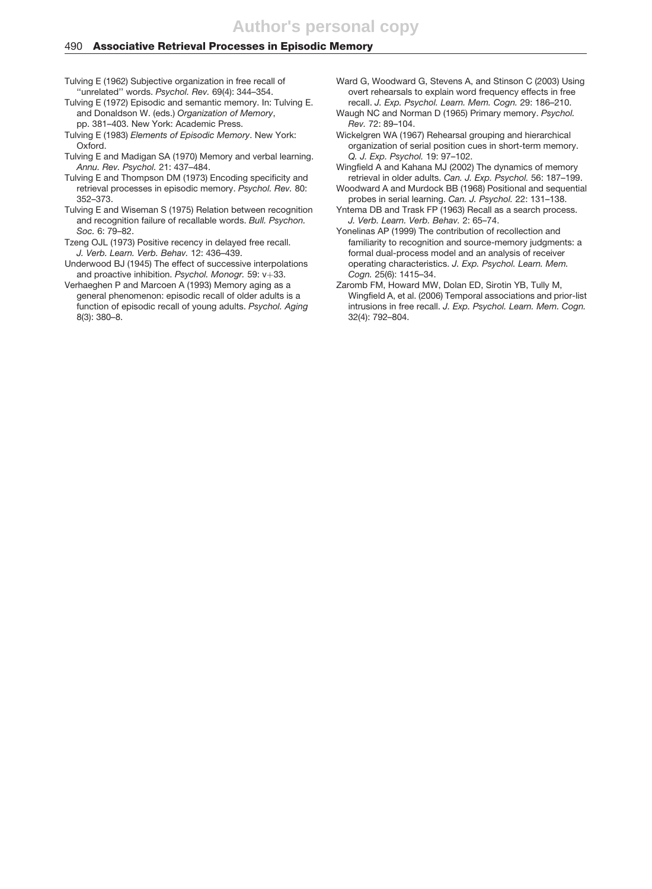Tulving E (1962) Subjective organization in free recall of ''unrelated'' words. *Psychol. Rev.* 69(4): 344–354.

Tulving E (1972) Episodic and semantic memory. In: Tulving E. and Donaldson W. (eds.) *Organization of Memory*, pp. 381–403. New York: Academic Press.

Tulving E (1983) *Elements of Episodic Memory*. New York: Oxford.

Tulving E and Madigan SA (1970) Memory and verbal learning. *Annu. Rev. Psychol.* 21: 437–484.

Tulving E and Thompson DM (1973) Encoding specificity and retrieval processes in episodic memory. *Psychol. Rev.* 80: 352–373.

Tulving E and Wiseman S (1975) Relation between recognition and recognition failure of recallable words. *Bull. Psychon. Soc.* 6: 79–82.

Tzeng OJL (1973) Positive recency in delayed free recall. *J. Verb. Learn. Verb. Behav.* 12: 436–439.

Underwood BJ (1945) The effect of successive interpolations and proactive inhibition. *Psychol. Monogr.* 59: v+33.

Verhaeghen P and Marcoen A (1993) Memory aging as a general phenomenon: episodic recall of older adults is a function of episodic recall of young adults. *Psychol. Aging* 8(3): 380–8.

Ward G, Woodward G, Stevens A, and Stinson C (2003) Using overt rehearsals to explain word frequency effects in free recall. *J. Exp. Psychol. Learn. Mem. Cogn.* 29: 186–210.

Waugh NC and Norman D (1965) Primary memory. *Psychol. Rev.* 72: 89–104.

Wickelgren WA (1967) Rehearsal grouping and hierarchical organization of serial position cues in short-term memory. *Q. J. Exp. Psychol.* 19: 97–102.

Wingfield A and Kahana MJ (2002) The dynamics of memory retrieval in older adults. *Can. J. Exp. Psychol.* 56: 187–199.

Woodward A and Murdock BB (1968) Positional and sequential probes in serial learning. *Can. J. Psychol.* 22: 131–138.

Yntema DB and Trask FP (1963) Recall as a search process. *J. Verb. Learn. Verb. Behav.* 2: 65–74.

Yonelinas AP (1999) The contribution of recollection and familiarity to recognition and source-memory judgments: a formal dual-process model and an analysis of receiver operating characteristics. *J. Exp. Psychol. Learn. Mem. Cogn.* 25(6): 1415–34.

Zaromb FM, Howard MW, Dolan ED, Sirotin YB, Tully M, Wingfield A, et al. (2006) Temporal associations and prior-list intrusions in free recall. *J. Exp. Psychol. Learn. Mem. Cogn.* 32(4): 792–804.